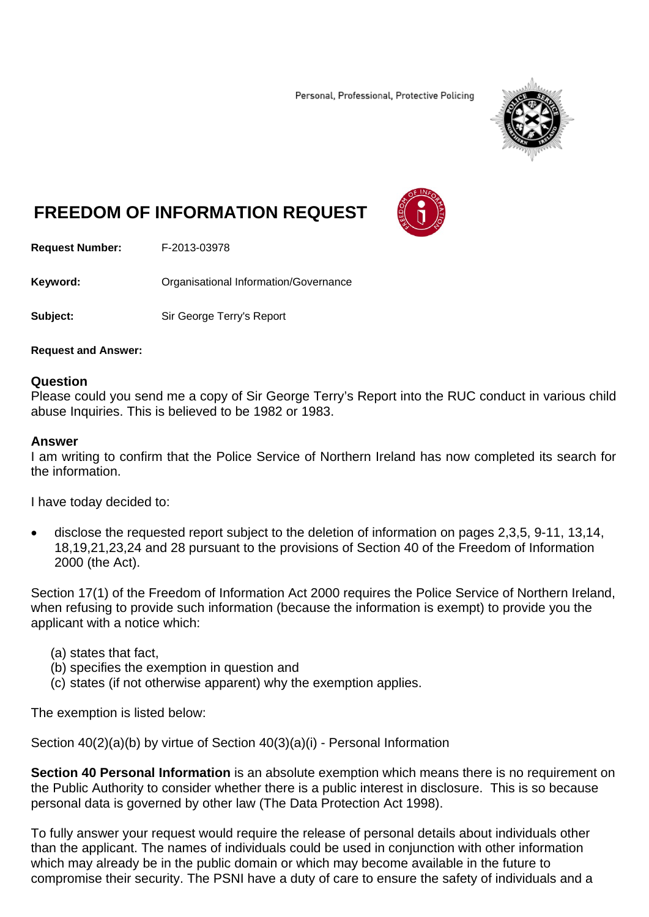Personal, Professional, Protective Policing

# FREEDOM OF INFORMATION REQUEST

**Request Number:** F-2013-03978

**Keyword:** Organisational Information/Governance

**Subject:** Sir George Terry's Report

**Request and Answer:**

## Question

Please could you send me a copy of Sir George Terry's Report into the RUC conduct in various child abuse Inquiries. This is believed to be 1982 or 1983.

## Answer

I am writing to confirm that the Police Service of Northern Ireland has now completed its search for the information.

I have today decided to:

- disclose the requested report subject to the deletion of information on pages 2,3,5, 9-11, 13,14, 18,19,21,23,24 and 28 pursuant to the provisions of Section 40 of the Freedom of Information 2000 (the Act).

Section 17(1) of the Freedom of Information Act 2000 requires the Police Service of Northern Ireland, when refusing to provide such information (because the information is exempt) to provide you the applicant with a notice which:

(a) states that fact,
(b) specifies the exemption in question and
(c) states (if not otherwise apparent) why the exemption applies.

The exemption is listed below:

Section 40(2)(a)(b) by virtue of Section 40(3)(a)(i) - Personal Information

**Section 40 Personal Information** is an absolute exemption which means there is no requirement on the Public Authority to consider whether there is a public interest in disclosure. This is so because personal data is governed by other law (The Data Protection Act 1998).

To fully answer your request would require the release of personal details about individuals other than the applicant. The names of individuals could be used in conjunction with other information which may already be in the public domain or which may become available in the future to compromise their security. The PSNI have a duty of care to ensure the safety of individuals and a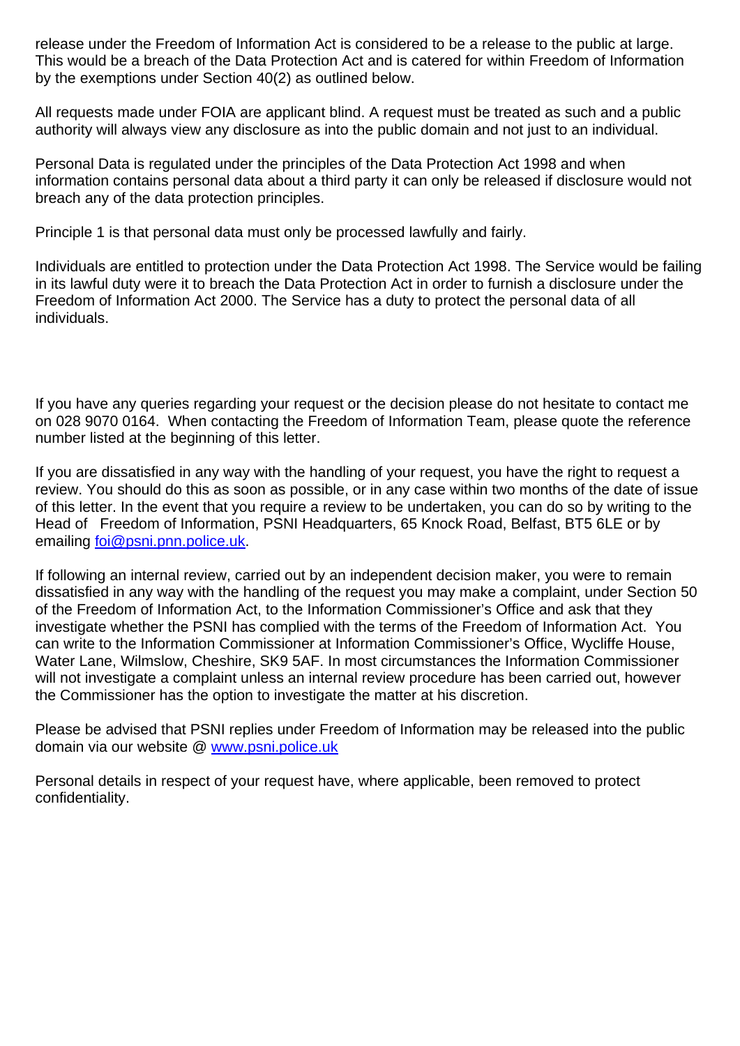release under the Freedom of Information Act is considered to be a release to the public at large. This would be a breach of the Data Protection Act and is catered for within Freedom of Information by the exemptions under Section 40(2) as outlined below.

All requests made under FOIA are applicant blind. A request must be treated as such and a public authority will always view any disclosure as into the public domain and not just to an individual.

Personal Data is regulated under the principles of the Data Protection Act 1998 and when information contains personal data about a third party it can only be released if disclosure would not breach any of the data protection principles.

Principle 1 is that personal data must only be processed lawfully and fairly.

Individuals are entitled to protection under the Data Protection Act 1998. The Service would be failing in its lawful duty were it to breach the Data Protection Act in order to furnish a disclosure under the Freedom of Information Act 2000. The Service has a duty to protect the personal data of all individuals.

If you have any queries regarding your request or the decision please do not hesitate to contact me on 028 9070 0164. When contacting the Freedom of Information Team, please quote the reference number listed at the beginning of this letter.

If you are dissatisfied in any way with the handling of your request, you have the right to request a review. You should do this as soon as possible, or in any case within two months of the date of issue of this letter. In the event that you require a review to be undertaken, you can do so by writing to the Head of Freedom of Information, PSNI Headquarters, 65 Knock Road, Belfast, BT5 6LE or by emailing [foi@psni.pnn.police.uk](mailto:foi@psni.pnn.police.uk).

If following an internal review, carried out by an independent decision maker, you were to remain dissatisfied in any way with the handling of the request you may make a complaint, under Section 50 of the Freedom of Information Act, to the Information Commissioner's Office and ask that they investigate whether the PSNI has complied with the terms of the Freedom of Information Act. You can write to the Information Commissioner at Information Commissioner's Office, Wycliffe House, Water Lane, Wilmslow, Cheshire, SK9 5AF. In most circumstances the Information Commissioner will not investigate a complaint unless an internal review procedure has been carried out, however the Commissioner has the option to investigate the matter at his discretion.

Please be advised that PSNI replies under Freedom of Information may be released into the public domain via our website @ [www.psni.police.uk](http://www.psni.police.uk)

Personal details in respect of your request have, where applicable, been removed to protect confidentiality.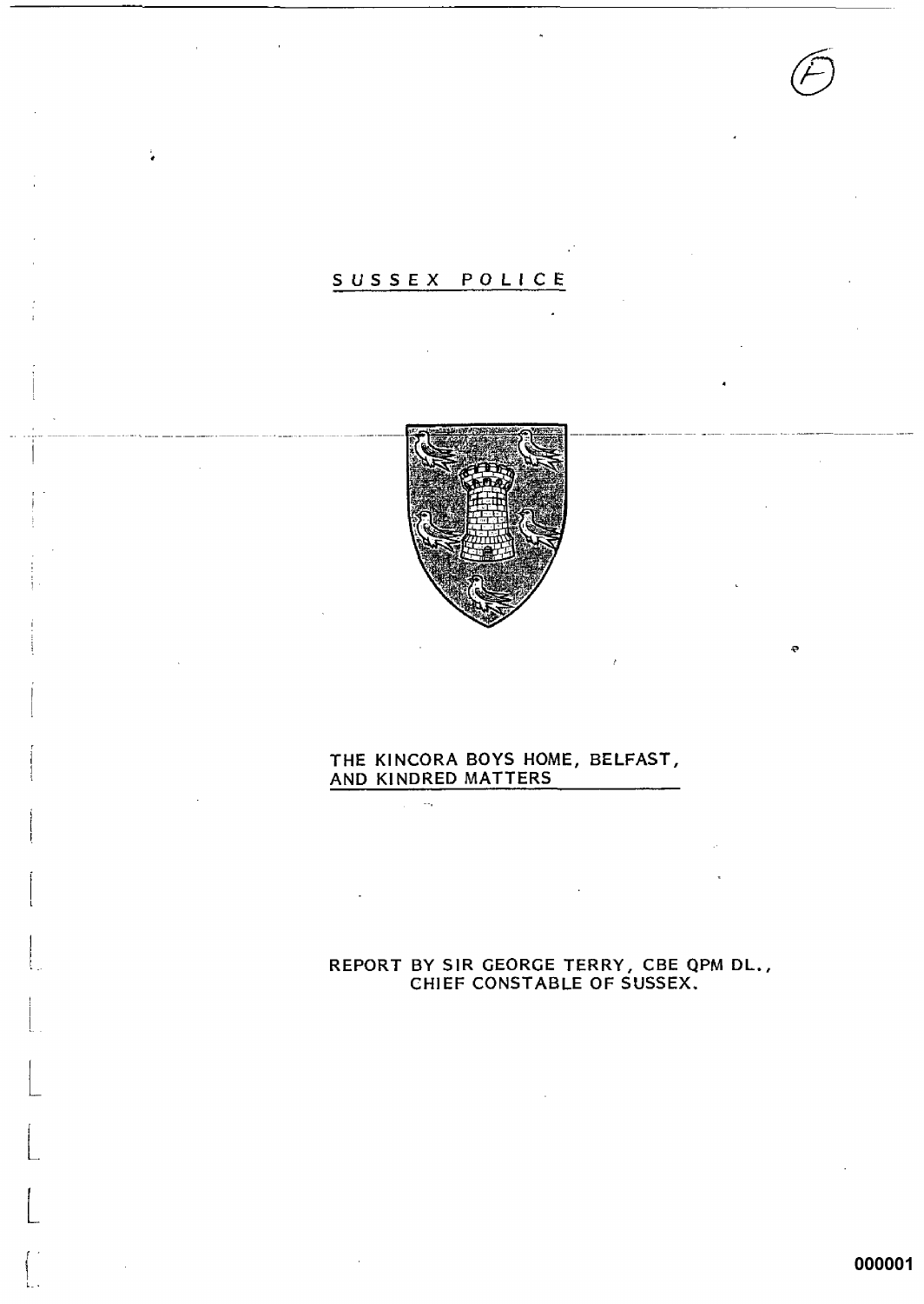# SUSSEX POLICE

## THE KINCORA BOYS HOME, BELFAST, AND KINDRED MATTERS

REPORT BY SIR GEORGE TERRY, CBE QPM DL., CHIEF CONSTABLE OF SUSSEX.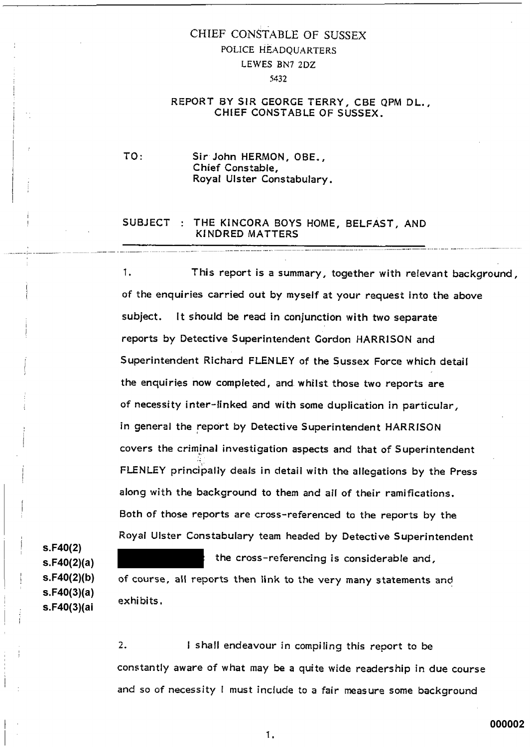CHIEF CONSTABLE OF SUSSEX

POLICE HEADQUARTERS

LEWES BN7 2DZ

5432

REPORT BY SIR GEORGE TERRY, CBE QPM DL.,
CHIEF CONSTABLE OF SUSSEX.

TO: Sir John HERMON, OBE.,
Chief Constable,
Royal Ulster Constabulary.

SUBJECT : THE KINCORA BOYS HOME, BELFAST, AND KINDRED MATTERS

1. This report is a summary, together with relevant background, of the enquiries carried out by myself at your request into the above subject. It should be read in conjunction with two separate reports by Detective Superintendent Gordon HARRISON and Superintendent Richard FLENLEY of the Sussex Force which detail the enquiries now completed, and whilst those two reports are of necessity inter-linked and with some duplication in particular, in general the report by Detective Superintendent HARRISON covers the criminal investigation aspects and that of Superintendent FLENLEY principally deals in detail with the allegations by the Press along with the background to them and all of their ramifications. Both of those reports are cross-referenced to the reports by the Royal Ulster Constabulary team headed by Detective Superintendent [REDACTED] the cross-referencing is considerable and, of course, all reports then link to the very many statements and exhibits.

s.F40(2)
s.F40(2)(a)
s.F40(2)(b)
s.F40(3)(a)
s.F40(3)(ai

2. I shall endeavour in compiling this report to be constantly aware of what may be a quite wide readership in due course and so of necessity I must include to a fair measure some background

000002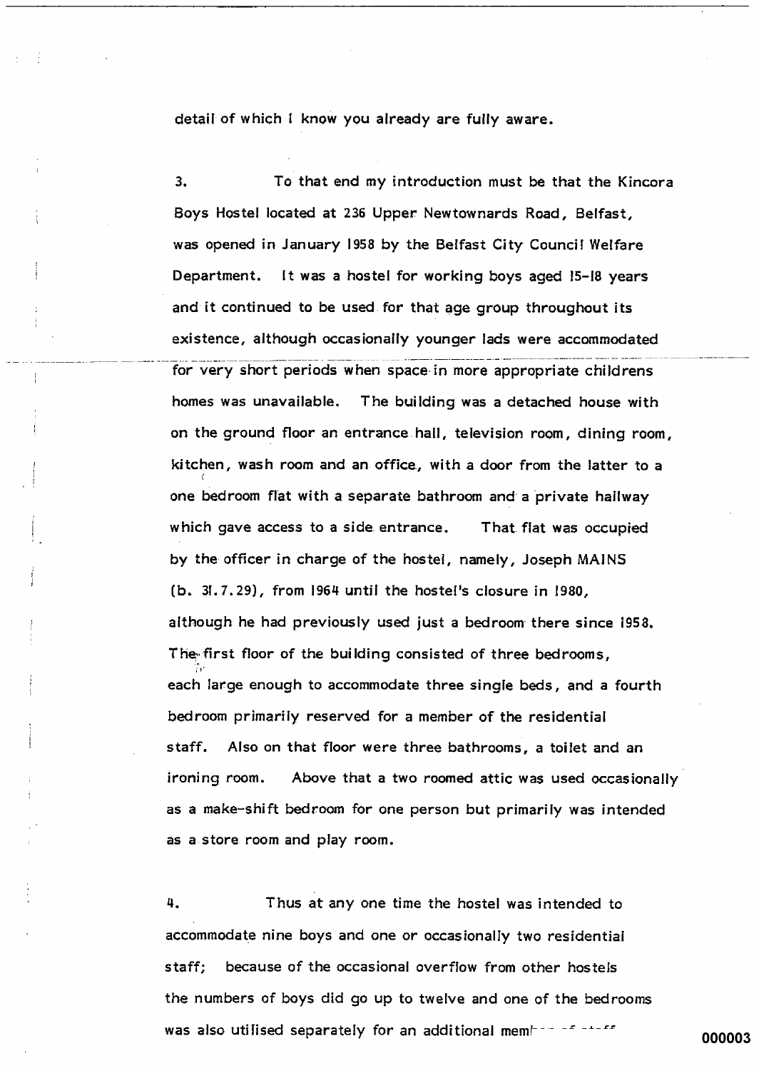detail of which I know you already are fully aware.

3. To that end my introduction must be that the Kincora Boys Hostel located at 236 Upper Newtownards Road, Belfast, was opened in January 1958 by the Belfast City Council Welfare Department. It was a hostel for working boys aged 15-18 years and it continued to be used for that age group throughout its existence, although occasionally younger lads were accommodated for very short periods when space in more appropriate childrens homes was unavailable. The building was a detached house with on the ground floor an entrance hall, television room, dining room, kitchen, wash room and an office, with a door from the latter to a one bedroom flat with a separate bathroom and a private hallway which gave access to a side entrance. That flat was occupied by the officer in charge of the hostel, namely, Joseph MAINS (b. 31.7.29), from 1964 until the hostel's closure in 1980, although he had previously used just a bedroom there since 1958. The first floor of the building consisted of three bedrooms, each large enough to accommodate three single beds, and a fourth bedroom primarily reserved for a member of the residential staff. Also on that floor were three bathrooms, a toilet and an ironing room. Above that a two roomed attic was used occasionally as a make-shift bedroom for one person but primarily was intended as a store room and play room.

4. Thus at any one time the hostel was intended to accommodate nine boys and one or occasionally two residential staff; because of the occasional overflow from other hostels the numbers of boys did go up to twelve and one of the bedrooms was also utilised separately for an additional member of staff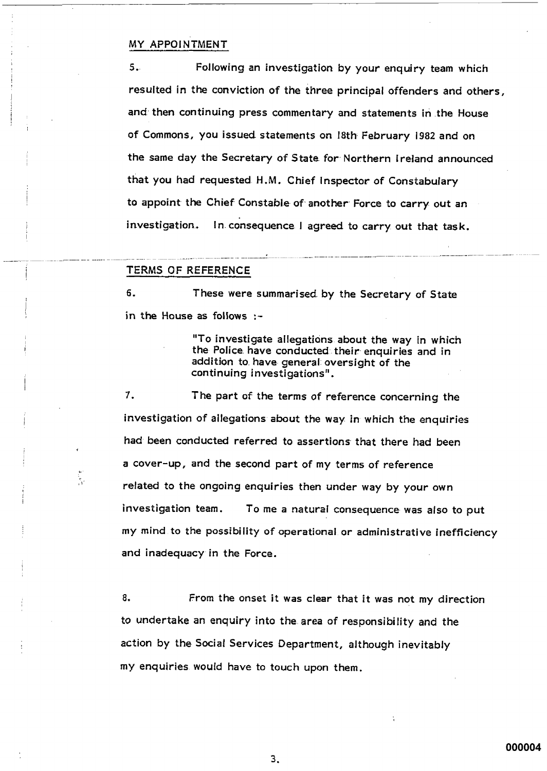## MY APPOINTMENT

5. Following an investigation by your enquiry team which resulted in the conviction of the three principal offenders and others, and then continuing press commentary and statements in the House of Commons, you issued statements on 18th February 1982 and on the same day the Secretary of State for Northern Ireland announced that you had requested H.M. Chief Inspector of Constabulary to appoint the Chief Constable of another Force to carry out an investigation. In consequence I agreed to carry out that task.

## TERMS OF REFERENCE

6. These were summarised by the Secretary of State in the House as follows :-

> "To investigate allegations about the way in which the Police have conducted their enquiries and in addition to have general oversight of the continuing investigations".

7. The part of the terms of reference concerning the investigation of allegations about the way in which the enquiries had been conducted referred to assertions that there had been a cover-up, and the second part of my terms of reference related to the ongoing enquiries then under way by your own investigation team. To me a natural consequence was also to put my mind to the possibility of operational or administrative inefficiency and inadequacy in the Force.

8. From the onset it was clear that it was not my direction to undertake an enquiry into the area of responsibility and the action by the Social Services Department, although inevitably my enquiries would have to touch upon them.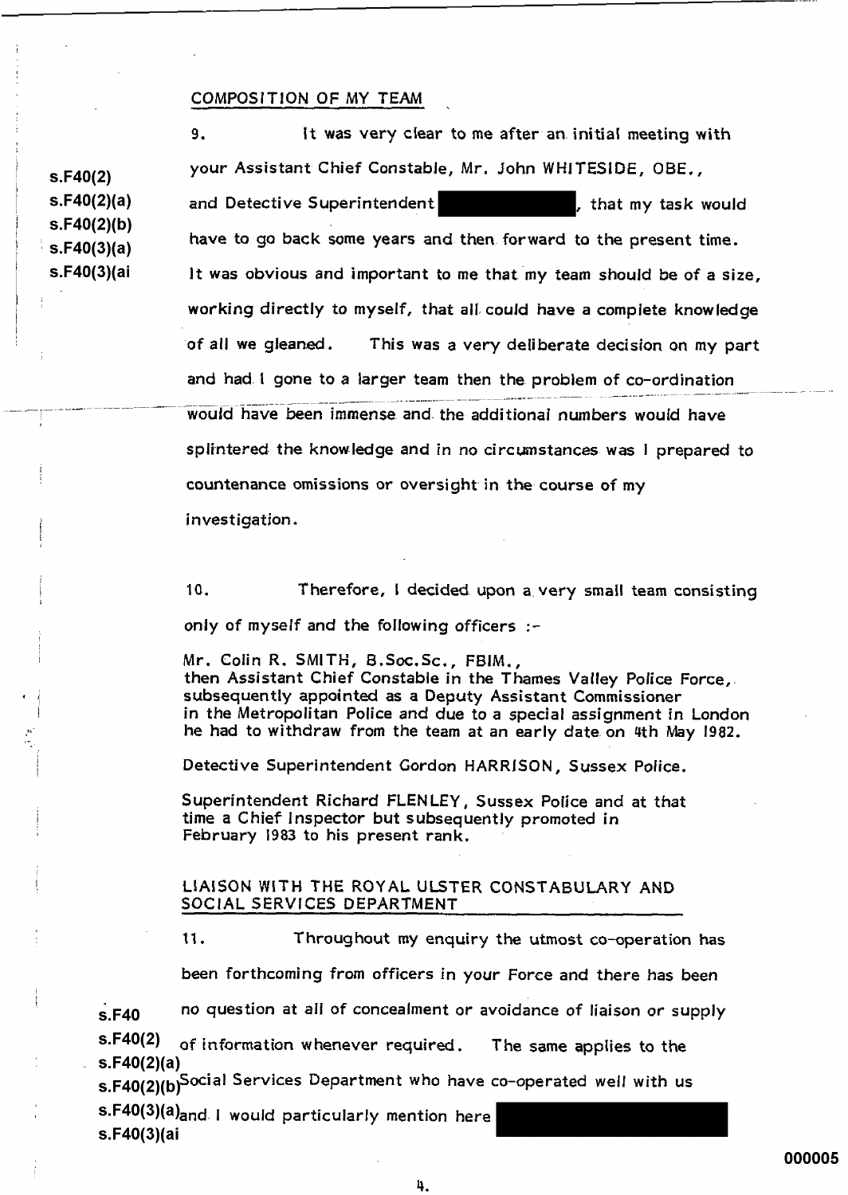## COMPOSITION OF MY TEAM

s.F40(2)
s.F40(2)(a)
s.F40(2)(b)
s.F40(3)(a)
s.F40(3)(ai

9. It was very clear to me after an initial meeting with your Assistant Chief Constable, Mr. John WHITESIDE, OBE., and Detective Superintendent ██████████, that my task would have to go back some years and then forward to the present time. It was obvious and important to me that my team should be of a size, working directly to myself, that all could have a complete knowledge of all we gleaned. This was a very deliberate decision on my part and had I gone to a larger team then the problem of co-ordination would have been immense and the additional numbers would have splintered the knowledge and in no circumstances was I prepared to countenance omissions or oversight in the course of my investigation.

10. Therefore, I decided upon a very small team consisting only of myself and the following officers :-

Mr. Colin R. SMITH, B.Soc.Sc., FBIM., then Assistant Chief Constable in the Thames Valley Police Force, subsequently appointed as a Deputy Assistant Commissioner in the Metropolitan Police and due to a special assignment in London he had to withdraw from the team at an early date on 4th May 1982.

Detective Superintendent Gordon HARRISON, Sussex Police.

Superintendent Richard FLENLEY, Sussex Police and at that time a Chief Inspector but subsequently promoted in February 1983 to his present rank.

## LIAISON WITH THE ROYAL ULSTER CONSTABULARY AND SOCIAL SERVICES DEPARTMENT

11. Throughout my enquiry the utmost co-operation has been forthcoming from officers in your Force and there has been no question at all of concealment or avoidance of liaison or supply of information whenever required. The same applies to the Social Services Department who have co-operated well with us and I would particularly mention here ██████████

s.F40
s.F40(2)
s.F40(2)(a)
s.F40(2)(b)
s.F40(3)(a)
s.F40(3)(ai

000005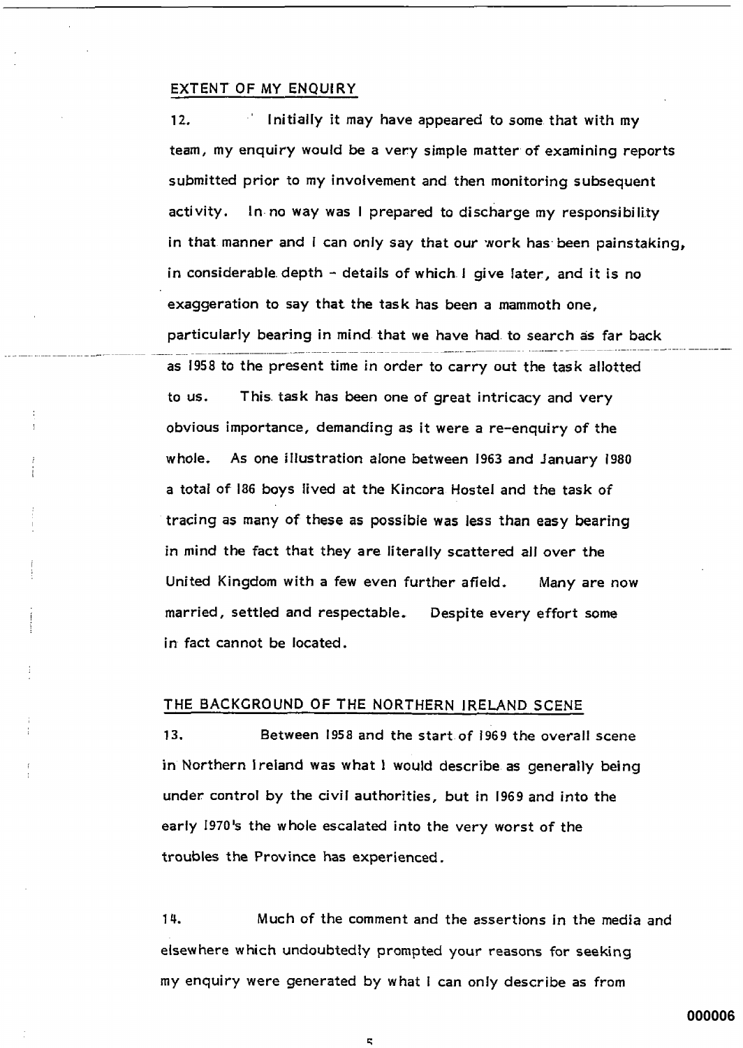## EXTENT OF MY ENQUIRY

12. Initially it may have appeared to some that with my team, my enquiry would be a very simple matter of examining reports submitted prior to my involvement and then monitoring subsequent activity. In no way was I prepared to discharge my responsibility in that manner and I can only say that our work has been painstaking, in considerable depth - details of which I give later, and it is no exaggeration to say that the task has been a mammoth one, particularly bearing in mind that we have had to search as far back as 1958 to the present time in order to carry out the task allotted to us. This task has been one of great intricacy and very obvious importance, demanding as it were a re-enquiry of the whole. As one illustration alone between 1963 and January 1980 a total of 186 boys lived at the Kincora Hostel and the task of tracing as many of these as possible was less than easy bearing in mind the fact that they are literally scattered all over the United Kingdom with a few even further afield. Many are now married, settled and respectable. Despite every effort some in fact cannot be located.

## THE BACKGROUND OF THE NORTHERN IRELAND SCENE

13. Between 1958 and the start of 1969 the overall scene in Northern Ireland was what I would describe as generally being under control by the civil authorities, but in 1969 and into the early 1970's the whole escalated into the very worst of the troubles the Province has experienced.

14. Much of the comment and the assertions in the media and elsewhere which undoubtedly prompted your reasons for seeking my enquiry were generated by what I can only describe as from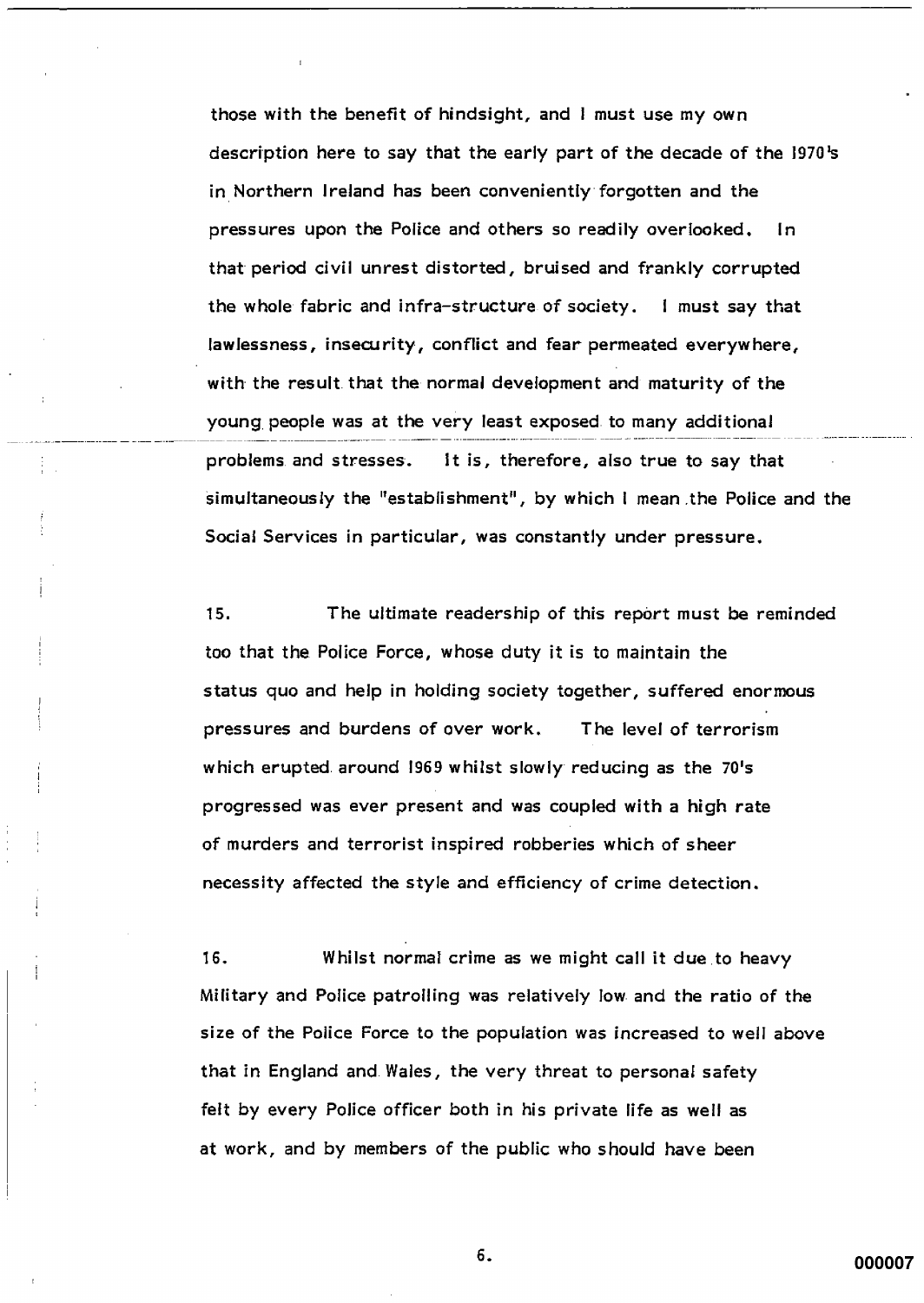those with the benefit of hindsight, and I must use my own description here to say that the early part of the decade of the 1970's in Northern Ireland has been conveniently forgotten and the pressures upon the Police and others so readily overlooked. In that period civil unrest distorted, bruised and frankly corrupted the whole fabric and infra-structure of society. I must say that lawlessness, insecurity, conflict and fear permeated everywhere, with the result that the normal development and maturity of the young people was at the very least exposed to many additional problems and stresses. It is, therefore, also true to say that simultaneously the "establishment", by which I mean the Police and the Social Services in particular, was constantly under pressure.

15. The ultimate readership of this report must be reminded too that the Police Force, whose duty it is to maintain the status quo and help in holding society together, suffered enormous pressures and burdens of over work. The level of terrorism which erupted around 1969 whilst slowly reducing as the 70's progressed was ever present and was coupled with a high rate of murders and terrorist inspired robberies which of sheer necessity affected the style and efficiency of crime detection.

16. Whilst normal crime as we might call it due to heavy Military and Police patrolling was relatively low and the ratio of the size of the Police Force to the population was increased to well above that in England and Wales, the very threat to personal safety felt by every Police officer both in his private life as well as at work, and by members of the public who should have been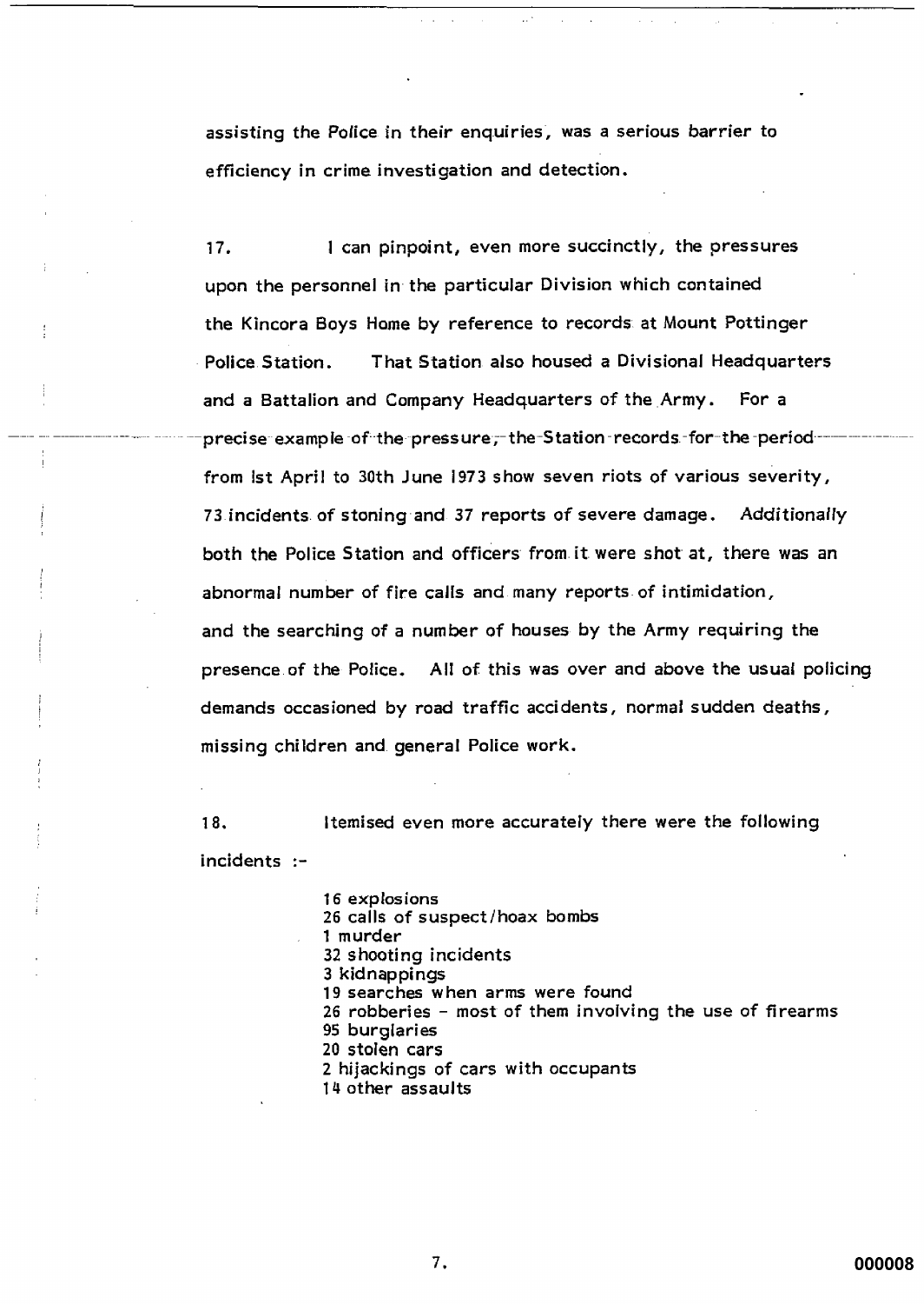assisting the Police in their enquiries, was a serious barrier to efficiency in crime investigation and detection.

17. I can pinpoint, even more succinctly, the pressures upon the personnel in the particular Division which contained the Kincora Boys Home by reference to records at Mount Pottinger Police Station. That Station also housed a Divisional Headquarters and a Battalion and Company Headquarters of the Army. For a precise example of the pressure, the Station records for the period from 1st April to 30th June 1973 show seven riots of various severity, 73 incidents of stoning and 37 reports of severe damage. Additionally both the Police Station and officers from it were shot at, there was an abnormal number of fire calls and many reports of intimidation, and the searching of a number of houses by the Army requiring the presence of the Police. All of this was over and above the usual policing demands occasioned by road traffic accidents, normal sudden deaths, missing children and general Police work.

18. Itemised even more accurately there were the following incidents :-

- 16 explosions
- 26 calls of suspect/hoax bombs
- 1 murder
- 32 shooting incidents
- 3 kidnappings
- 19 searches when arms were found
- 26 robberies - most of them involving the use of firearms
- 95 burglaries
- 20 stolen cars
- 2 hijackings of cars with occupants
- 14 other assaults

000008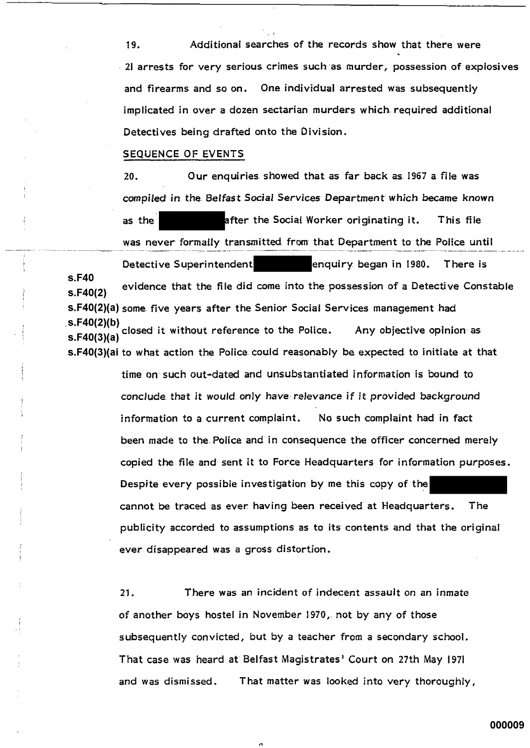19. Additional searches of the records show that there were 21 arrests for very serious crimes such as murder, possession of explosives and firearms and so on. One individual arrested was subsequently implicated in over a dozen sectarian murders which required additional Detectives being drafted onto the Division.

SEQUENCE OF EVENTS

20. Our enquiries showed that as far back as 1967 a file was compiled in the Belfast Social Services Department which became known as the ██████ after the Social Worker originating it. This file was never formally transmitted from that Department to the Police until Detective Superintendent ██████ enquiry began in 1980. There is evidence that the file did come into the possession of a Detective Constable some five years after the Senior Social Services management had closed it without reference to the Police. Any objective opinion as to what action the Police could reasonably be expected to initiate at that time on such out-dated and unsubstantiated information is bound to conclude that it would only have relevance if it provided background information to a current complaint. No such complaint had in fact been made to the Police and in consequence the officer concerned merely copied the file and sent it to Force Headquarters for information purposes. Despite every possible investigation by me this copy of the ██████ cannot be traced as ever having been received at Headquarters. The publicity accorded to assumptions as to its contents and that the original ever disappeared was a gross distortion.

s.F40
s.F40(2)
s.F40(2)(a)
s.F40(2)(b)
s.F40(3)(a)
s.F40(3)(ai

21. There was an incident of indecent assault on an inmate of another boys hostel in November 1970, not by any of those subsequently convicted, but by a teacher from a secondary school. That case was heard at Belfast Magistrates' Court on 27th May 1971 and was dismissed. That matter was looked into very thoroughly,

000009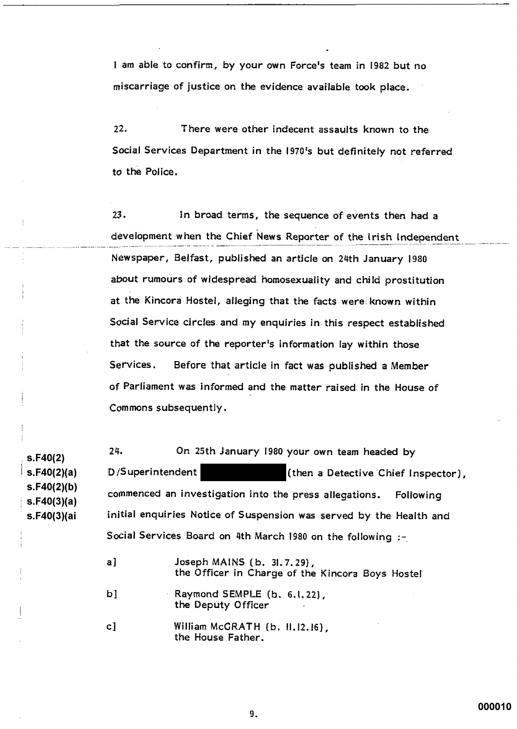I am able to confirm, by your own Force's team in 1982 but no miscarriage of justice on the evidence available took place.

22. There were other indecent assaults known to the Social Services Department in the 1970's but definitely not referred to the Police.

23. In broad terms, the sequence of events then had a development when the Chief News Reporter of the Irish Independent Newspaper, Belfast, published an article on 24th January 1980 about rumours of widespread homosexuality and child prostitution at the Kincora Hostel, alleging that the facts were known within Social Service circles and my enquiries in this respect established that the source of the reporter's information lay within those Services. Before that article in fact was published a Member of Parliament was informed and the matter raised in the House of Commons subsequently.

s.F40(2)
s.F40(2)(a)
s.F40(2)(b)
s.F40(3)(a)
s.F40(3)(ai

24. On 25th January 1980 your own team headed by D/Superintendent ██████████ (then a Detective Chief Inspector), commenced an investigation into the press allegations. Following initial enquiries Notice of Suspension was served by the Health and Social Services Board on 4th March 1980 on the following :-

a] Joseph MAINS (b. 31.7.29), the Officer in Charge of the Kincora Boys Hostel

b] Raymond SEMPLE (b. 6.1.22), the Deputy Officer

c] William McGRATH (b. 11.12.16), the House Father.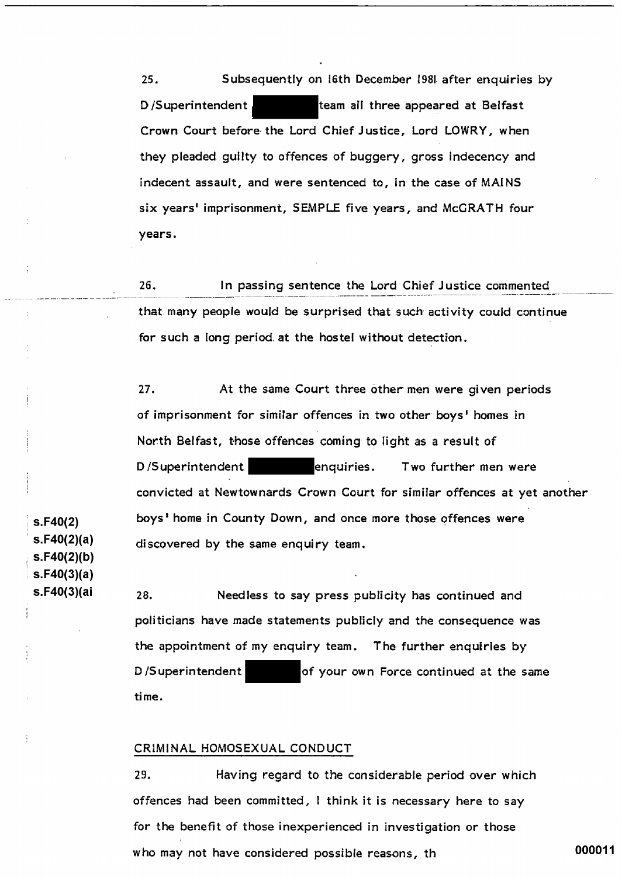25. Subsequently on 16th December 1981 after enquiries by D/Superintendent ██████ team all three appeared at Belfast Crown Court before the Lord Chief Justice, Lord LOWRY, when they pleaded guilty to offences of buggery, gross indecency and indecent assault, and were sentenced to, in the case of MAINS six years' imprisonment, SEMPLE five years, and McGRATH four years.

26. In passing sentence the Lord Chief Justice commented that many people would be surprised that such activity could continue for such a long period at the hostel without detection.

27. At the same Court three other men were given periods of imprisonment for similar offences in two other boys' homes in North Belfast, those offences coming to light as a result of D/Superintendent ██████ enquiries. Two further men were convicted at Newtownards Crown Court for similar offences at yet another boys' home in County Down, and once more those offences were discovered by the same enquiry team.

s.F40(2)
s.F40(2)(a)
s.F40(2)(b)
s.F40(3)(a)
s.F40(3)(ai

28. Needless to say press publicity has continued and politicians have made statements publicly and the consequence was the appointment of my enquiry team. The further enquiries by D/Superintendent ██████ of your own Force continued at the same time.

## CRIMINAL HOMOSEXUAL CONDUCT

29. Having regard to the considerable period over which offences had been committed, I think it is necessary here to say for the benefit of those inexperienced in investigation or those who may not have considered possible reasons, th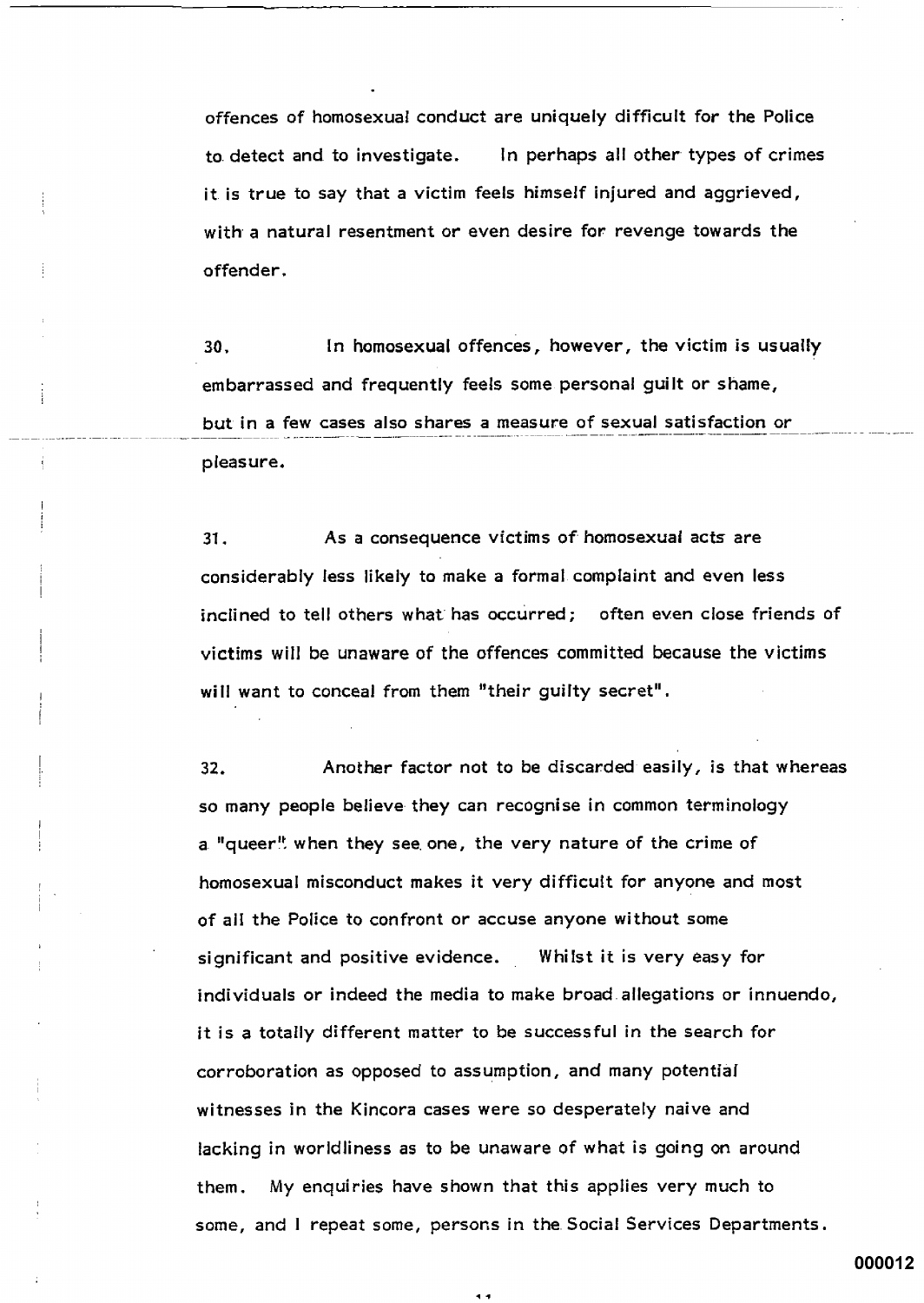offences of homosexual conduct are uniquely difficult for the Police to detect and to investigate. In perhaps all other types of crimes it is true to say that a victim feels himself injured and aggrieved, with a natural resentment or even desire for revenge towards the offender.

30. In homosexual offences, however, the victim is usually embarrassed and frequently feels some personal guilt or shame, but in a few cases also shares a measure of sexual satisfaction or pleasure.

31. As a consequence victims of homosexual acts are considerably less likely to make a formal complaint and even less inclined to tell others what has occurred; often even close friends of victims will be unaware of the offences committed because the victims will want to conceal from them "their guilty secret".

32. Another factor not to be discarded easily, is that whereas so many people believe they can recognise in common terminology a "queer" when they see one, the very nature of the crime of homosexual misconduct makes it very difficult for anyone and most of all the Police to confront or accuse anyone without some significant and positive evidence. Whilst it is very easy for individuals or indeed the media to make broad allegations or innuendo, it is a totally different matter to be successful in the search for corroboration as opposed to assumption, and many potential witnesses in the Kincora cases were so desperately naive and lacking in worldliness as to be unaware of what is going on around them. My enquiries have shown that this applies very much to some, and I repeat some, persons in the Social Services Departments.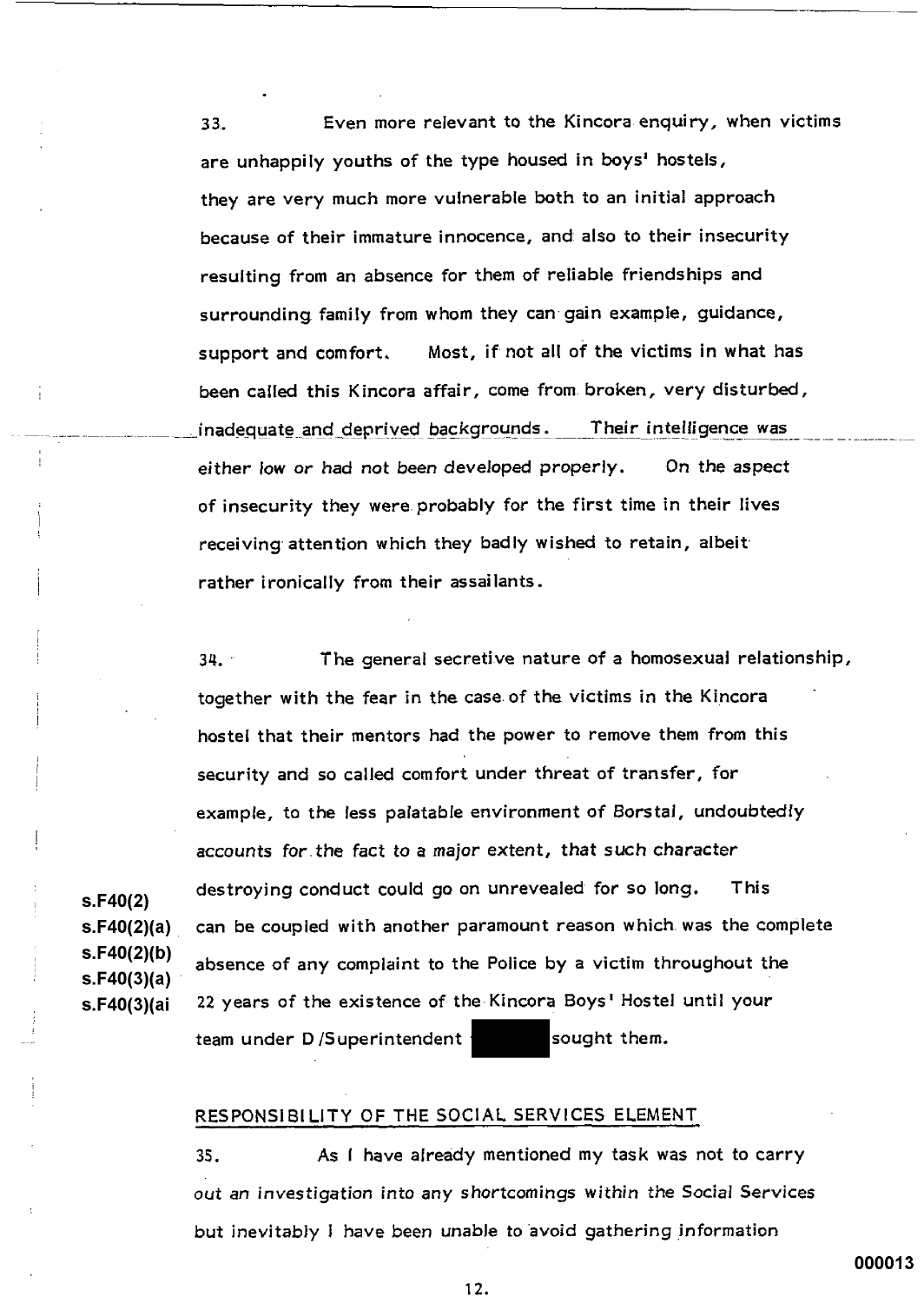33. Even more relevant to the Kincora enquiry, when victims are unhappily youths of the type housed in boys' hostels, they are very much more vulnerable both to an initial approach because of their immature innocence, and also to their insecurity resulting from an absence for them of reliable friendships and surrounding family from whom they can gain example, guidance, support and comfort. Most, if not all of the victims in what has been called this Kincora affair, come from broken, very disturbed, inadequate and deprived backgrounds. Their intelligence was either low or had not been developed properly. On the aspect of insecurity they were probably for the first time in their lives receiving attention which they badly wished to retain, albeit rather ironically from their assailants.

34. The general secretive nature of a homosexual relationship, together with the fear in the case of the victims in the Kincora hostel that their mentors had the power to remove them from this security and so called comfort under threat of transfer, for example, to the less palatable environment of Borstal, undoubtedly accounts for the fact to a major extent, that such character destroying conduct could go on unrevealed for so long. This can be coupled with another paramount reason which was the complete absence of any complaint to the Police by a victim throughout the 22 years of the existence of the Kincora Boys' Hostel until your team under D/Superintendent ██████ sought them.

s.F40(2)
s.F40(2)(a)
s.F40(2)(b)
s.F40(3)(a)
s.F40(3)(ai

## RESPONSIBILITY OF THE SOCIAL SERVICES ELEMENT

35. As I have already mentioned my task was not to carry out an investigation into any shortcomings within the Social Services but inevitably I have been unable to avoid gathering information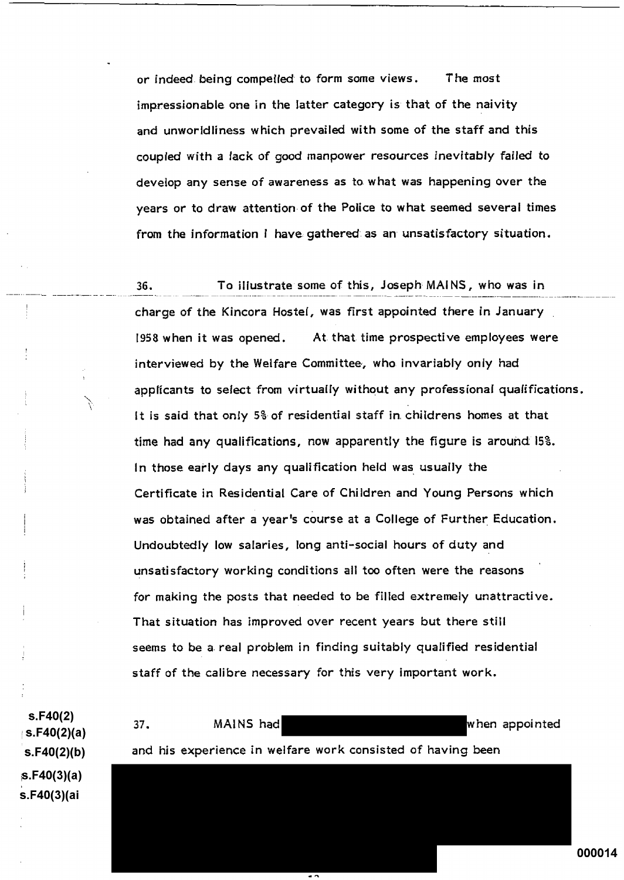or indeed being compelled to form some views. The most impressionable one in the latter category is that of the naivity and unworldliness which prevailed with some of the staff and this coupled with a lack of good manpower resources inevitably failed to develop any sense of awareness as to what was happening over the years or to draw attention of the Police to what seemed several times from the information I have gathered as an unsatisfactory situation.

36. To illustrate some of this, Joseph MAINS, who was in charge of the Kincora Hostel, was first appointed there in January 1958 when it was opened. At that time prospective employees were interviewed by the Welfare Committee, who invariably only had applicants to select from virtually without any professional qualifications. It is said that only 5% of residential staff in childrens homes at that time had any qualifications, now apparently the figure is around 15%. In those early days any qualification held was usually the Certificate in Residential Care of Children and Young Persons which was obtained after a year's course at a College of Further Education. Undoubtedly low salaries, long anti-social hours of duty and unsatisfactory working conditions all too often were the reasons for making the posts that needed to be filled extremely unattractive. That situation has improved over recent years but there still seems to be a real problem in finding suitably qualified residential staff of the calibre necessary for this very important work.

s.F40(2)
s.F40(2)(a)
s.F40(2)(b)
s.F40(3)(a)
s.F40(3)(ai

37. MAINS had [REDACTED] when appointed and his experience in welfare work consisted of having been

[REDACTED]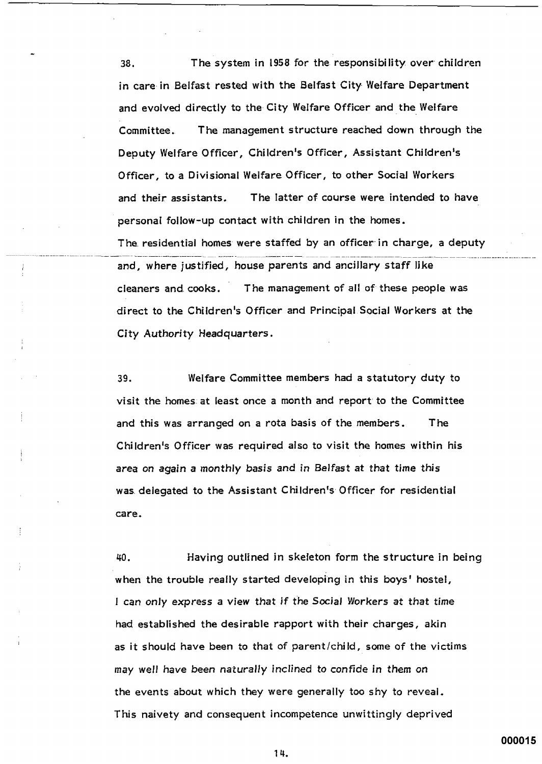38. The system in 1958 for the responsibility over children in care in Belfast rested with the Belfast City Welfare Department and evolved directly to the City Welfare Officer and the Welfare Committee. The management structure reached down through the Deputy Welfare Officer, Children's Officer, Assistant Children's Officer, to a Divisional Welfare Officer, to other Social Workers and their assistants. The latter of course were intended to have personal follow-up contact with children in the homes.
The residential homes were staffed by an officer in charge, a deputy and, where justified, house parents and ancillary staff like cleaners and cooks. The management of all of these people was direct to the Children's Officer and Principal Social Workers at the City Authority Headquarters.

39. Welfare Committee members had a statutory duty to visit the homes at least once a month and report to the Committee and this was arranged on a rota basis of the members. The Children's Officer was required also to visit the homes within his area on again a monthly basis and in Belfast at that time this was delegated to the Assistant Children's Officer for residential care.

40. Having outlined in skeleton form the structure in being when the trouble really started developing in this boys' hostel, I can only express a view that if the Social Workers at that time had established the desirable rapport with their charges, akin as it should have been to that of parent/child, some of the victims may well have been naturally inclined to confide in them on the events about which they were generally too shy to reveal. This naivety and consequent incompetence unwittingly deprived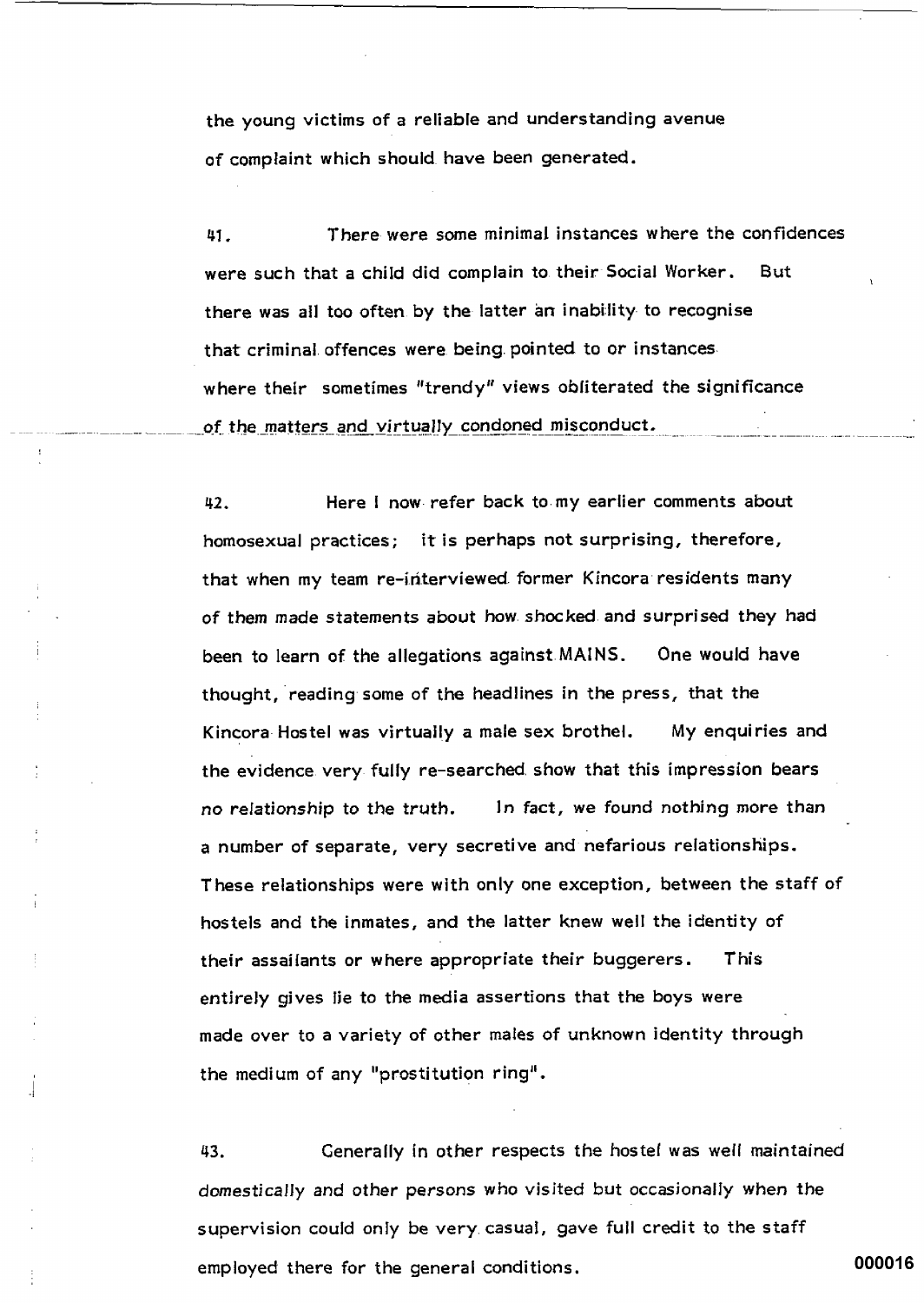the young victims of a reliable and understanding avenue of complaint which should have been generated.

41. There were some minimal instances where the confidences were such that a child did complain to their Social Worker. But there was all too often by the latter an inability to recognise that criminal offences were being pointed to or instances where their sometimes "trendy" views obliterated the significance of the matters and virtually condoned misconduct.

42. Here I now refer back to my earlier comments about homosexual practices; it is perhaps not surprising, therefore, that when my team re-interviewed former Kincora residents many of them made statements about how shocked and surprised they had been to learn of the allegations against MAINS. One would have thought, reading some of the headlines in the press, that the Kincora Hostel was virtually a male sex brothel. My enquiries and the evidence very fully re-searched show that this impression bears no relationship to the truth. In fact, we found nothing more than a number of separate, very secretive and nefarious relationships. These relationships were with only one exception, between the staff of hostels and the inmates, and the latter knew well the identity of their assailants or where appropriate their buggerers. This entirely gives lie to the media assertions that the boys were made over to a variety of other males of unknown identity through the medium of any "prostitution ring".

43. Generally in other respects the hostel was well maintained domestically and other persons who visited but occasionally when the supervision could only be very casual, gave full credit to the staff employed there for the general conditions.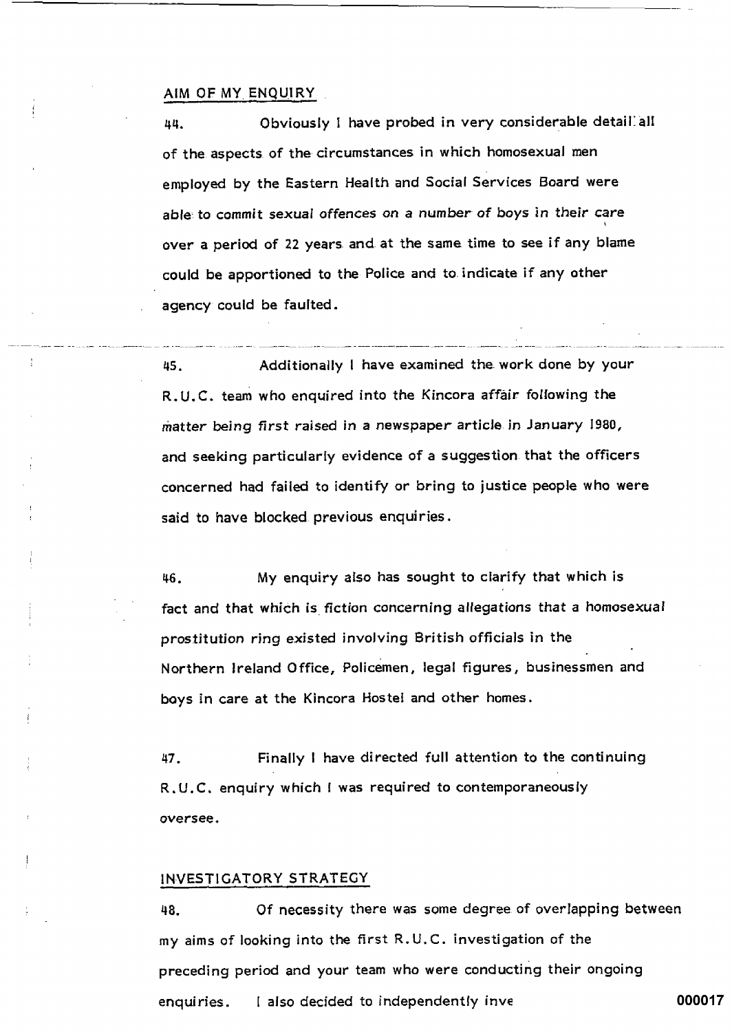## AIM OF MY ENQUIRY

44. Obviously I have probed in very considerable detail all of the aspects of the circumstances in which homosexual men employed by the Eastern Health and Social Services Board were able to commit sexual offences on a number of boys in their care over a period of 22 years and at the same time to see if any blame could be apportioned to the Police and to indicate if any other agency could be faulted.

45. Additionally I have examined the work done by your R.U.C. team who enquired into the Kincora affair following the matter being first raised in a newspaper article in January 1980, and seeking particularly evidence of a suggestion that the officers concerned had failed to identify or bring to justice people who were said to have blocked previous enquiries.

46. My enquiry also has sought to clarify that which is fact and that which is fiction concerning allegations that a homosexual prostitution ring existed involving British officials in the Northern Ireland Office, Policemen, legal figures, businessmen and boys in care at the Kincora Hostel and other homes.

47. Finally I have directed full attention to the continuing R.U.C. enquiry which I was required to contemporaneously oversee.

## INVESTIGATORY STRATEGY

48. Of necessity there was some degree of overlapping between my aims of looking into the first R.U.C. investigation of the preceding period and your team who were conducting their ongoing enquiries. I also decided to independently inve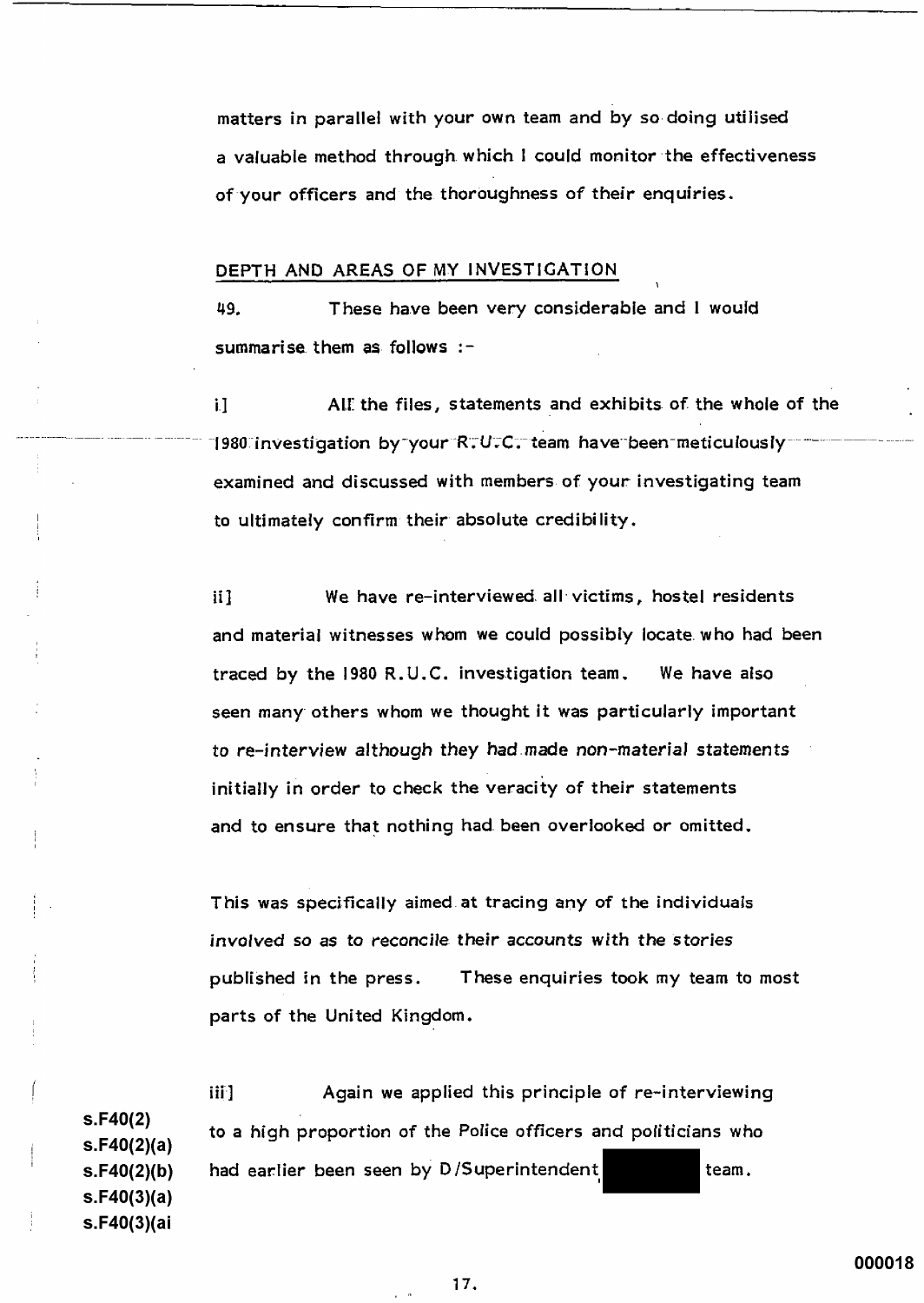matters in parallel with your own team and by so doing utilised a valuable method through which I could monitor the effectiveness of your officers and the thoroughness of their enquiries.

DEPTH AND AREAS OF MY INVESTIGATION

49. These have been very considerable and I would summarise them as follows :-

i] All the files, statements and exhibits of the whole of the 1980 investigation by your R.U.C. team have been meticulously examined and discussed with members of your investigating team to ultimately confirm their absolute credibility.

ii] We have re-interviewed all victims, hostel residents and material witnesses whom we could possibly locate who had been traced by the 1980 R.U.C. investigation team. We have also seen many others whom we thought it was particularly important to re-interview although they had made non-material statements initially in order to check the veracity of their statements and to ensure that nothing had been overlooked or omitted.

This was specifically aimed at tracing any of the individuals involved so as to reconcile their accounts with the stories published in the press. These enquiries took my team to most parts of the United Kingdom.

iii] Again we applied this principle of re-interviewing to a high proportion of the Police officers and politicians who had earlier been seen by D/Superintendent [REDACTED] team.

s.F40(2)
s.F40(2)(a)
s.F40(2)(b)
s.F40(3)(a)
s.F40(3)(ai

000018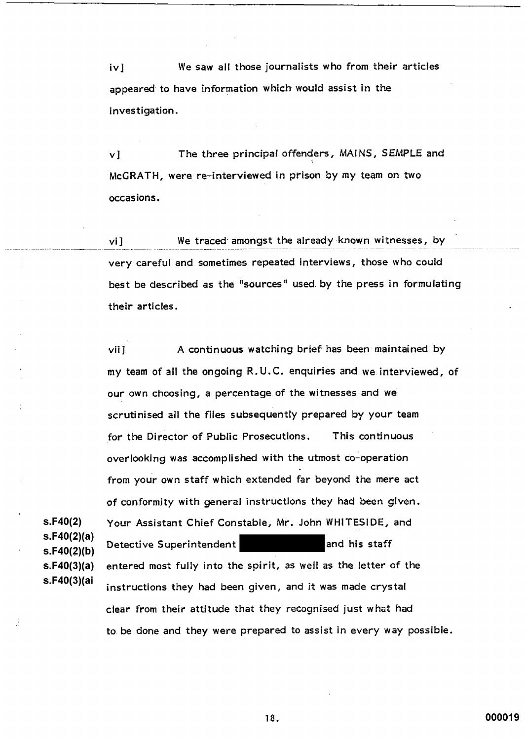iv] We saw all those journalists who from their articles appeared to have information which would assist in the investigation.

v] The three principal offenders, MAINS, SEMPLE and McGRATH, were re-interviewed in prison by my team on two occasions.

vi] We traced amongst the already known witnesses, by very careful and sometimes repeated interviews, those who could best be described as the "sources" used by the press in formulating their articles.

vii] A continuous watching brief has been maintained by my team of all the ongoing R.U.C. enquiries and we interviewed, of our own choosing, a percentage of the witnesses and we scrutinised all the files subsequently prepared by your team for the Director of Public Prosecutions. This continuous overlooking was accomplished with the utmost co-operation from your own staff which extended far beyond the mere act of conformity with general instructions they had been given. Your Assistant Chief Constable, Mr. John WHITESIDE, and Detective Superintendent [redacted] and his staff entered most fully into the spirit, as well as the letter of the instructions they had been given, and it was made crystal clear from their attitude that they recognised just what had to be done and they were prepared to assist in every way possible.

s.F40(2)
s.F40(2)(a)
s.F40(2)(b)
s.F40(3)(a)
s.F40(3)(ai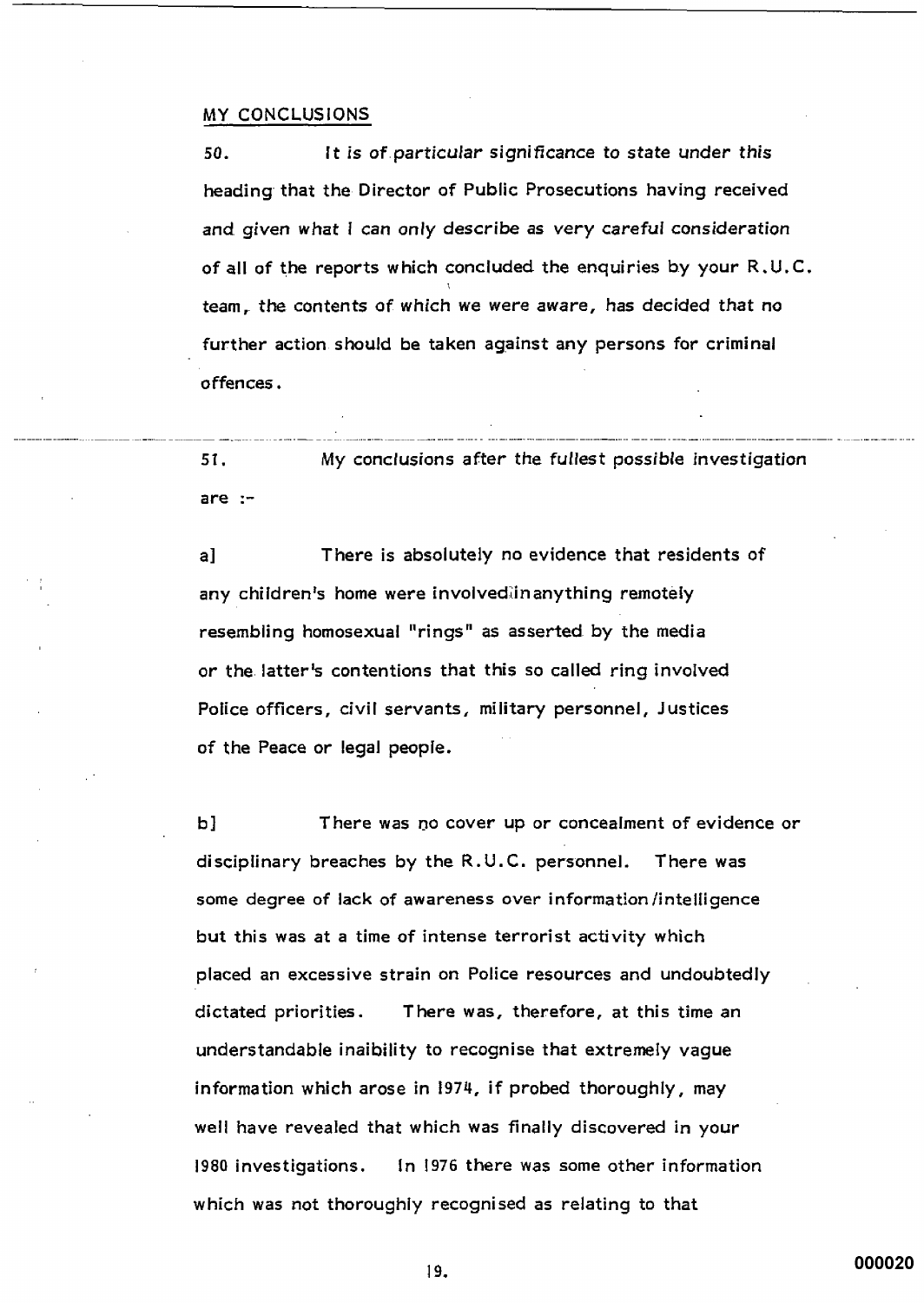MY CONCLUSIONS

50. It is of particular significance to state under this heading that the Director of Public Prosecutions having received and given what I can only describe as very careful consideration of all of the reports which concluded the enquiries by your R.U.C. team, the contents of which we were aware, has decided that no further action should be taken against any persons for criminal offences.

51. My conclusions after the fullest possible investigation are :-

a] There is absolutely no evidence that residents of any children's home were involved in anything remotely resembling homosexual "rings" as asserted by the media or the latter's contentions that this so called ring involved Police officers, civil servants, military personnel, Justices of the Peace or legal people.

b] There was no cover up or concealment of evidence or disciplinary breaches by the R.U.C. personnel. There was some degree of lack of awareness over information/intelligence but this was at a time of intense terrorist activity which placed an excessive strain on Police resources and undoubtedly dictated priorities. There was, therefore, at this time an understandable inaibility to recognise that extremely vague information which arose in 1974, if probed thoroughly, may well have revealed that which was finally discovered in your 1980 investigations. In 1976 there was some other information which was not thoroughly recognised as relating to that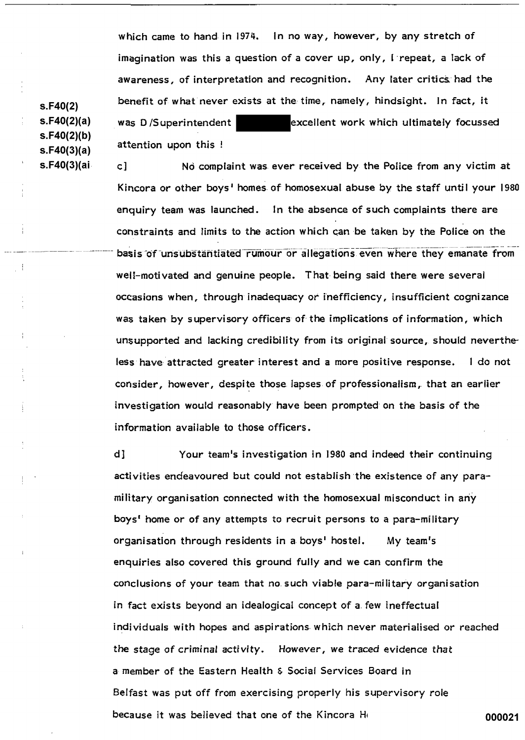which came to hand in 1974. In no way, however, by any stretch of imagination was this a question of a cover up, only, I repeat, a lack of awareness, of interpretation and recognition. Any later critics had the benefit of what never exists at the time, namely, hindsight. In fact, it was D/Superintendent ██████ excellent work which ultimately focussed attention upon this !

s.F40(2)
s.F40(2)(a)
s.F40(2)(b)
s.F40(3)(a)
s.F40(3)(ai

c] No complaint was ever received by the Police from any victim at Kincora or other boys' homes of homosexual abuse by the staff until your 1980 enquiry team was launched. In the absence of such complaints there are constraints and limits to the action which can be taken by the Police on the basis of unsubstantiated rumour or allegations even where they emanate from well-motivated and genuine people. That being said there were several occasions when, through inadequacy or inefficiency, insufficient cognizance was taken by supervisory officers of the implications of information, which unsupported and lacking credibility from its original source, should nevertheless have attracted greater interest and a more positive response. I do not consider, however, despite those lapses of professionalism, that an earlier investigation would reasonably have been prompted on the basis of the information available to those officers.

d] Your team's investigation in 1980 and indeed their continuing activities endeavoured but could not establish the existence of any para-military organisation connected with the homosexual misconduct in any boys' home or of any attempts to recruit persons to a para-military organisation through residents in a boys' hostel. My team's enquiries also covered this ground fully and we can confirm the conclusions of your team that no such viable para-military organisation in fact exists beyond an idealogical concept of a few ineffectual individuals with hopes and aspirations which never materialised or reached the stage of criminal activity. However, we traced evidence that a member of the Eastern Health & Social Services Board in Belfast was put off from exercising properly his supervisory role because it was believed that one of the Kincora H

000021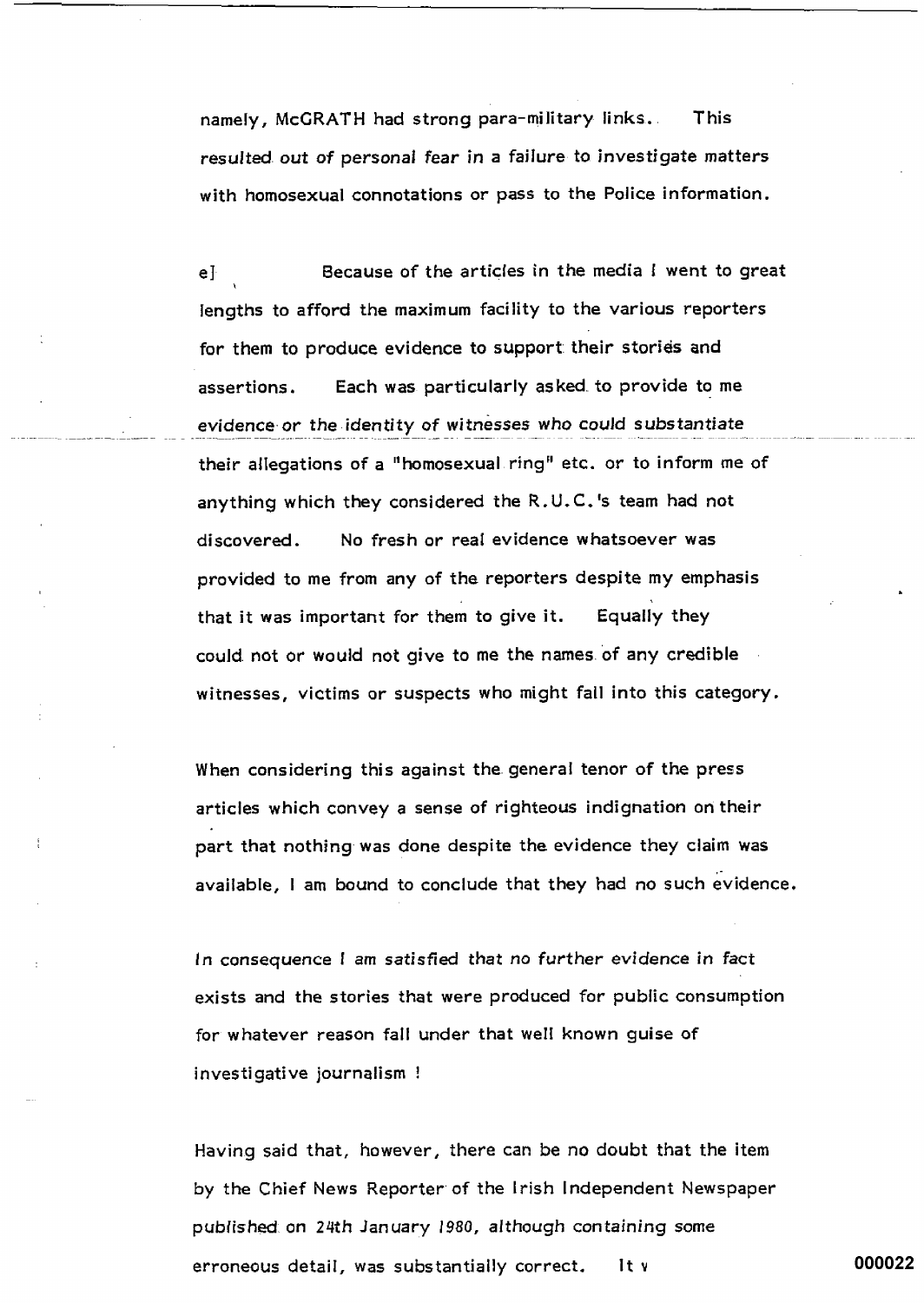namely, McGRATH had strong para-military links. This resulted out of personal fear in a failure to investigate matters with homosexual connotations or pass to the Police information.

e] Because of the articles in the media I went to great lengths to afford the maximum facility to the various reporters for them to produce evidence to support their stories and assertions. Each was particularly asked to provide to me evidence or the identity of witnesses who could substantiate their allegations of a "homosexual ring" etc. or to inform me of anything which they considered the R.U.C.'s team had not discovered. No fresh or real evidence whatsoever was provided to me from any of the reporters despite my emphasis that it was important for them to give it. Equally they could not or would not give to me the names of any credible witnesses, victims or suspects who might fall into this category.

When considering this against the general tenor of the press articles which convey a sense of righteous indignation on their part that nothing was done despite the evidence they claim was available, I am bound to conclude that they had no such evidence.

In consequence I am satisfied that no further evidence in fact exists and the stories that were produced for public consumption for whatever reason fall under that well known guise of investigative journalism !

Having said that, however, there can be no doubt that the item by the Chief News Reporter of the Irish Independent Newspaper published on 24th January 1980, although containing some erroneous detail, was substantially correct. It v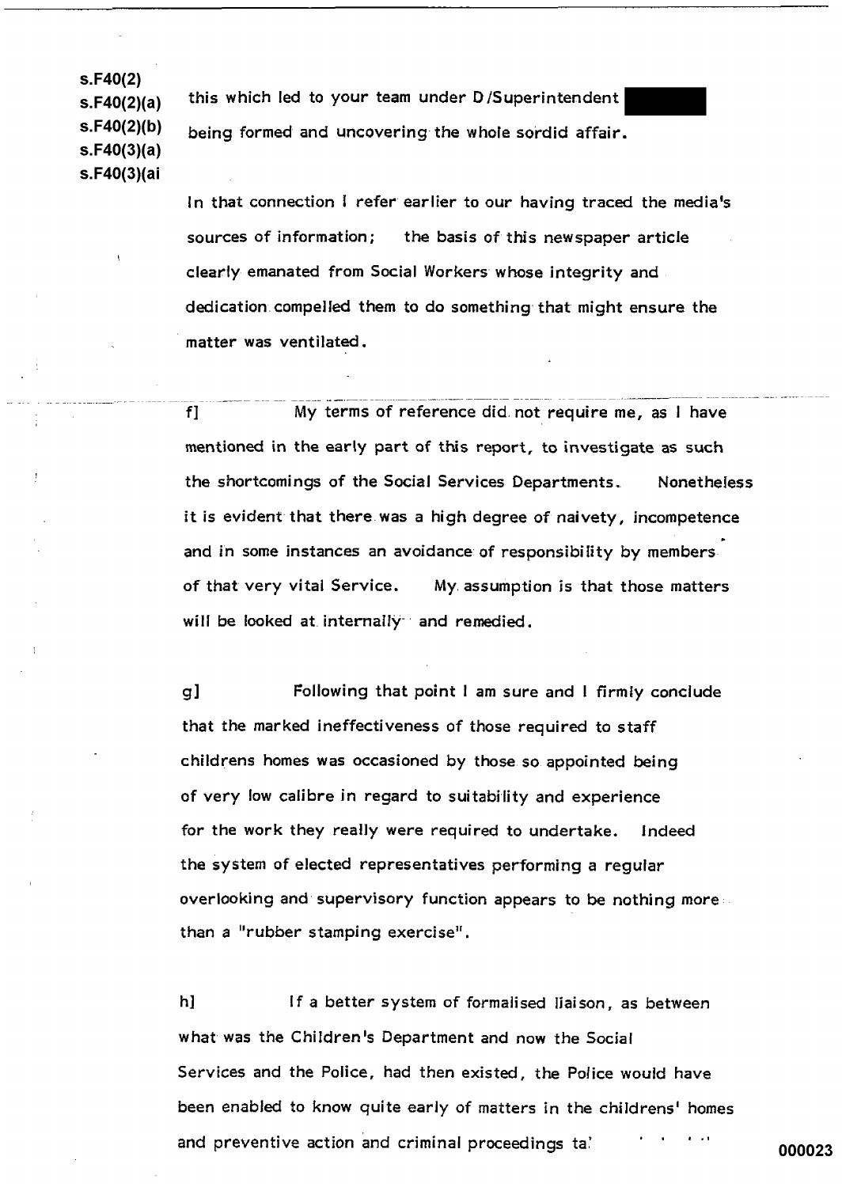s.F40(2)
s.F40(2)(a)
s.F40(2)(b)
s.F40(3)(a)
s.F40(3)(ai

this which led to your team under D/Superintendent ██████ being formed and uncovering the whole sordid affair.

In that connection I refer earlier to our having traced the media's sources of information; the basis of this newspaper article clearly emanated from Social Workers whose integrity and dedication compelled them to do something that might ensure the matter was ventilated.

f] My terms of reference did not require me, as I have mentioned in the early part of this report, to investigate as such the shortcomings of the Social Services Departments. Nonetheless it is evident that there was a high degree of naivety, incompetence and in some instances an avoidance of responsibility by members of that very vital Service. My assumption is that those matters will be looked at internally and remedied.

g] Following that point I am sure and I firmly conclude that the marked ineffectiveness of those required to staff childrens homes was occasioned by those so appointed being of very low calibre in regard to suitability and experience for the work they really were required to undertake. Indeed the system of elected representatives performing a regular overlooking and supervisory function appears to be nothing more than a "rubber stamping exercise".

h] If a better system of formalised liaison, as between what was the Children's Department and now the Social Services and the Police, had then existed, the Police would have been enabled to know quite early of matters in the childrens' homes and preventive action and criminal proceedings ta'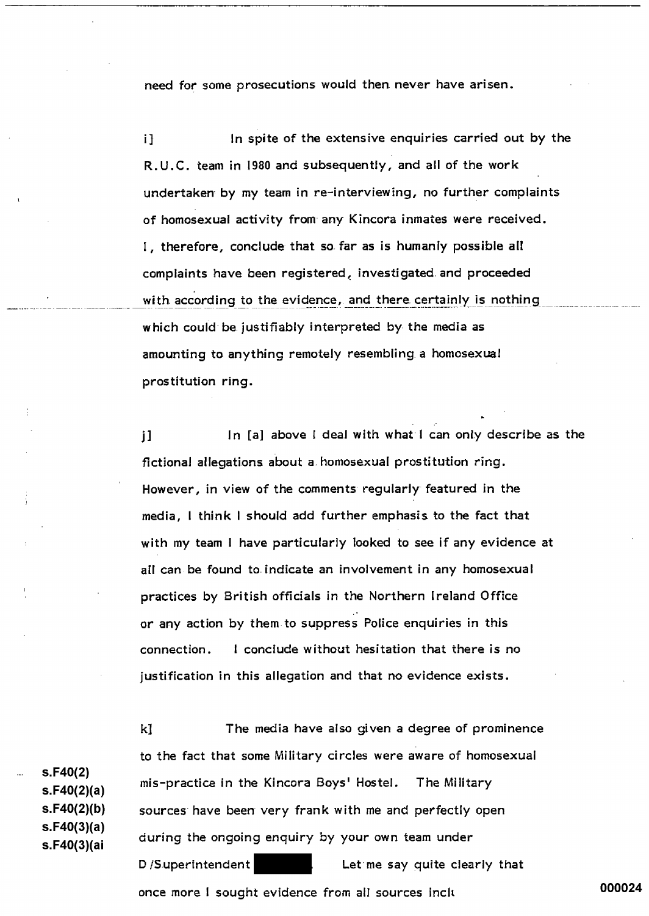need for some prosecutions would then never have arisen.

i] In spite of the extensive enquiries carried out by the R.U.C. team in 1980 and subsequently, and all of the work undertaken by my team in re-interviewing, no further complaints of homosexual activity from any Kincora inmates were received. I, therefore, conclude that so far as is humanly possible all complaints have been registered, investigated and proceeded with according to the evidence, and there certainly is nothing which could be justifiably interpreted by the media as amounting to anything remotely resembling a homosexual prostitution ring.

j] In [a] above I deal with what I can only describe as the fictional allegations about a homosexual prostitution ring. However, in view of the comments regularly featured in the media, I think I should add further emphasis to the fact that with my team I have particularly looked to see if any evidence at all can be found to indicate an involvement in any homosexual practices by British officials in the Northern Ireland Office or any action by them to suppress Police enquiries in this connection. I conclude without hesitation that there is no justification in this allegation and that no evidence exists.

k] The media have also given a degree of prominence to the fact that some Military circles were aware of homosexual mis-practice in the Kincora Boys' Hostel. The Military sources have been very frank with me and perfectly open during the ongoing enquiry by your own team under D/Superintendent [redacted]. Let me say quite clearly that once more I sought evidence from all sources inclu

s.F40(2)
s.F40(2)(a)
s.F40(2)(b)
s.F40(3)(a)
s.F40(3)(ai

000024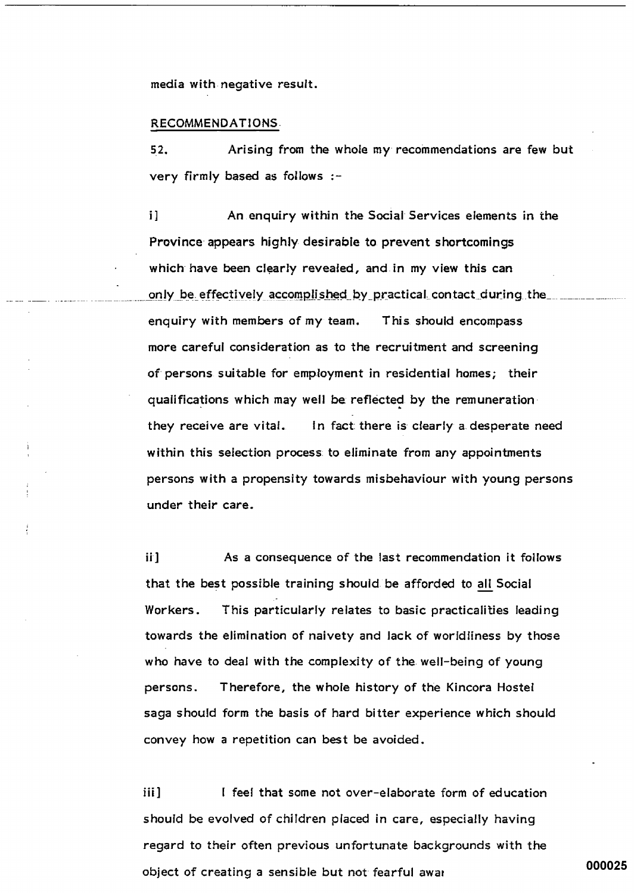media with negative result.

RECOMMENDATIONS

52. Arising from the whole my recommendations are few but very firmly based as follows :-

i] An enquiry within the Social Services elements in the Province appears highly desirable to prevent shortcomings which have been clearly revealed, and in my view this can only be effectively accomplished by practical contact during the enquiry with members of my team. This should encompass more careful consideration as to the recruitment and screening of persons suitable for employment in residential homes; their qualifications which may well be reflected by the remuneration they receive are vital. In fact there is clearly a desperate need within this selection process to eliminate from any appointments persons with a propensity towards misbehaviour with young persons under their care.

ii] As a consequence of the last recommendation it follows that the best possible training should be afforded to all Social Workers. This particularly relates to basic practicalities leading towards the elimination of naivety and lack of worldliness by those who have to deal with the complexity of the well-being of young persons. Therefore, the whole history of the Kincora Hostel saga should form the basis of hard bitter experience which should convey how a repetition can best be avoided.

iii] I feel that some not over-elaborate form of education should be evolved of children placed in care, especially having regard to their often previous unfortunate backgrounds with the object of creating a sensible but not fearful awa

000025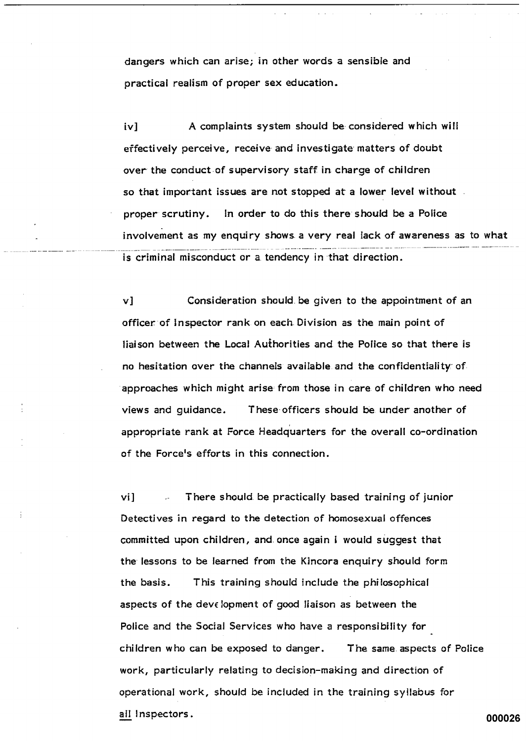dangers which can arise; in other words a sensible and practical realism of proper sex education.

iv]  A complaints system should be considered which will effectively perceive, receive and investigate matters of doubt over the conduct of supervisory staff in charge of children so that important issues are not stopped at a lower level without proper scrutiny.  In order to do this there should be a Police involvement as my enquiry shows a very real lack of awareness as to what is criminal misconduct or a tendency in that direction.

v]  Consideration should be given to the appointment of an officer of Inspector rank on each Division as the main point of liaison between the Local Authorities and the Police so that there is no hesitation over the channels available and the confidentiality of approaches which might arise from those in care of children who need views and guidance.  These officers should be under another of appropriate rank at Force Headquarters for the overall co-ordination of the Force's efforts in this connection.

vi]  There should be practically based training of junior Detectives in regard to the detection of homosexual offences committed upon children, and once again I would suggest that the lessons to be learned from the Kincora enquiry should form the basis.  This training should include the philosophical aspects of the development of good liaison as between the Police and the Social Services who have a responsibility for children who can be exposed to danger.  The same aspects of Police work, particularly relating to decision-making and direction of operational work, should be included in the training syllabus for <u>all</u> Inspectors.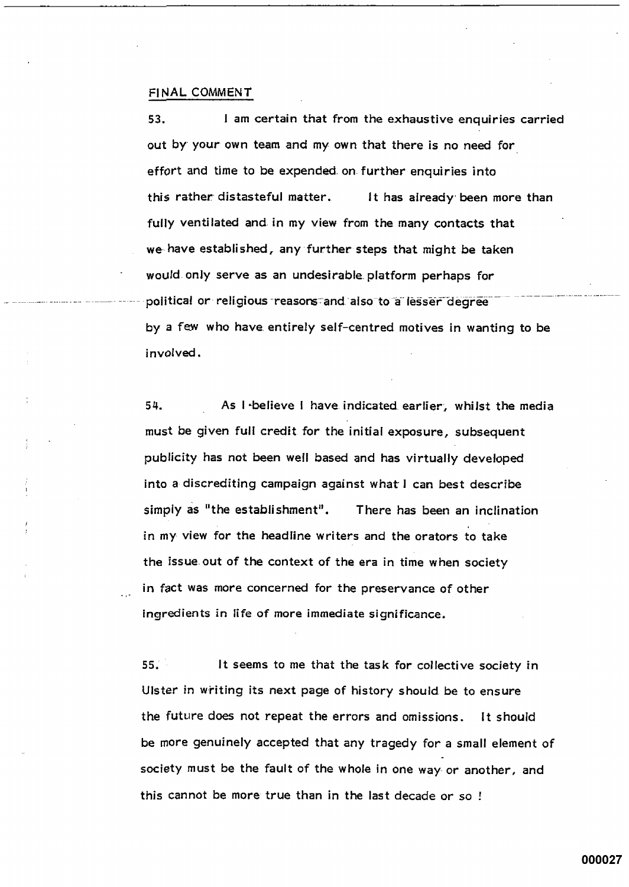## FINAL COMMENT

53. I am certain that from the exhaustive enquiries carried out by your own team and my own that there is no need for effort and time to be expended on further enquiries into this rather distasteful matter. It has already been more than fully ventilated and in my view from the many contacts that we have established, any further steps that might be taken would only serve as an undesirable platform perhaps for political or religious reasons and also to a lesser degree by a few who have entirely self-centred motives in wanting to be involved.

54. As I believe I have indicated earlier, whilst the media must be given full credit for the initial exposure, subsequent publicity has not been well based and has virtually developed into a discrediting campaign against what I can best describe simply as "the establishment". There has been an inclination in my view for the headline writers and the orators to take the issue out of the context of the era in time when society in fact was more concerned for the preservance of other ingredients in life of more immediate significance.

55. It seems to me that the task for collective society in Ulster in writing its next page of history should be to ensure the future does not repeat the errors and omissions. It should be more genuinely accepted that any tragedy for a small element of society must be the fault of the whole in one way or another, and this cannot be more true than in the last decade or so !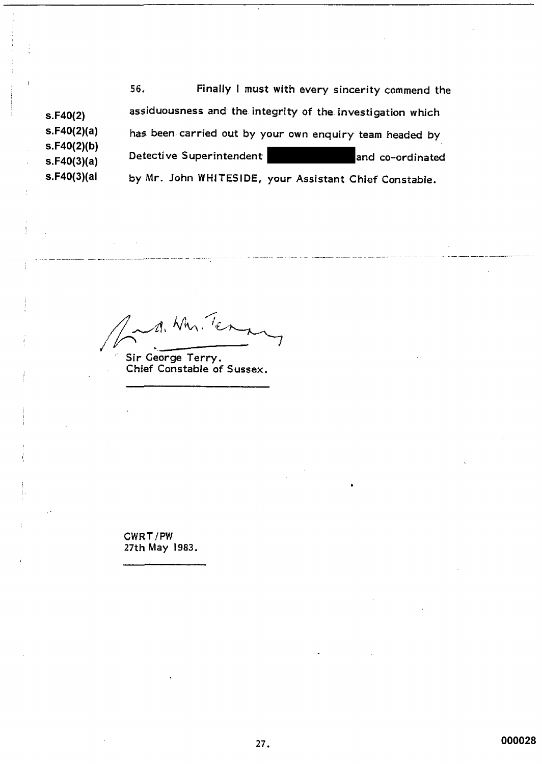s.F40(2)
s.F40(2)(a)
s.F40(2)(b)
s.F40(3)(a)
s.F40(3)(ai

56. Finally I must with every sincerity commend the assiduousness and the integrity of the investigation which has been carried out by your own enquiry team headed by Detective Superintendent [redacted] and co-ordinated by Mr. John WHITESIDE, your Assistant Chief Constable.

Sir George Terry.
Chief Constable of Sussex.

CWRT/PW
27th May 1983.

000028